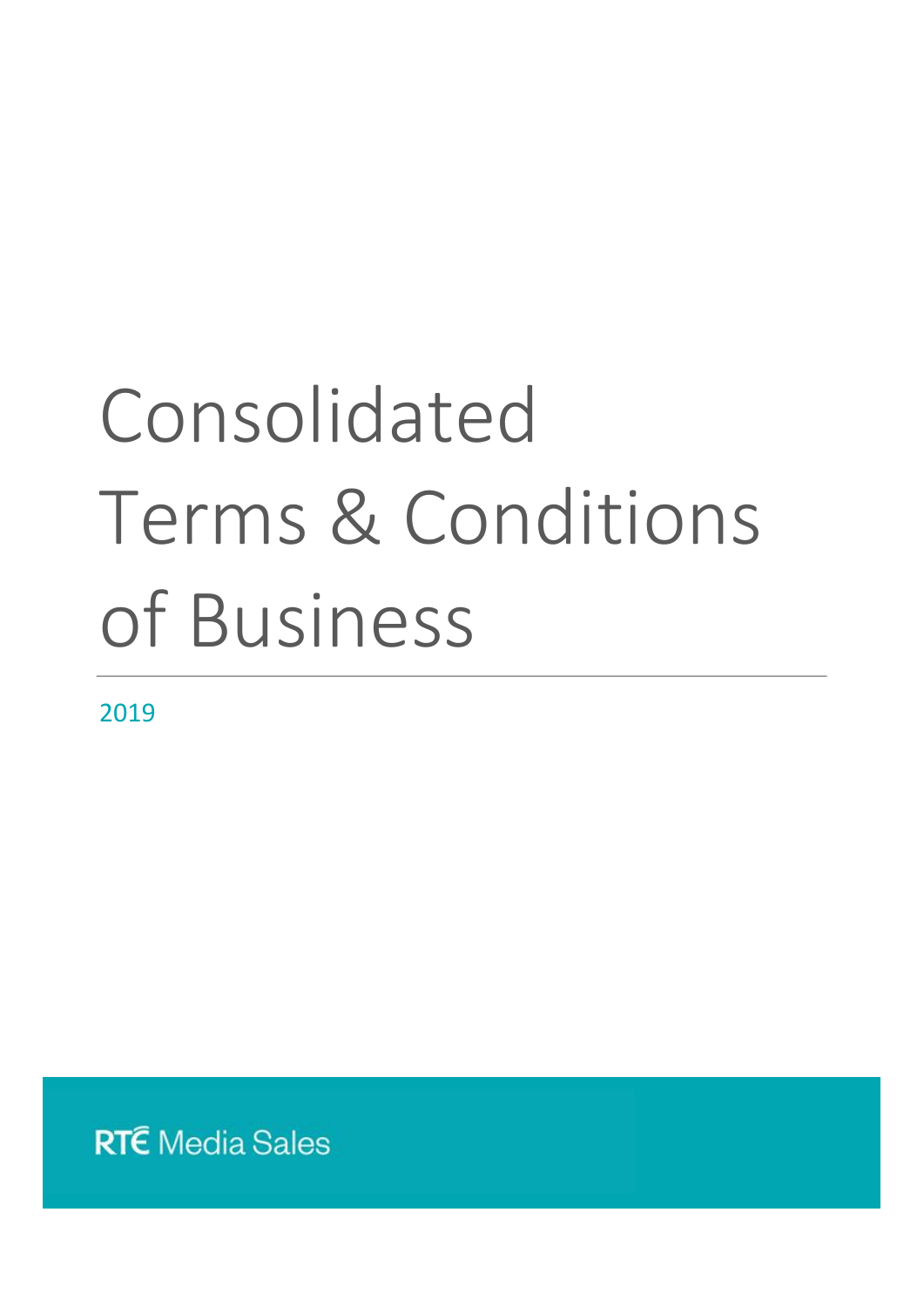# Consolidated Terms & Conditions of Business

2019

RTÉ Media Sales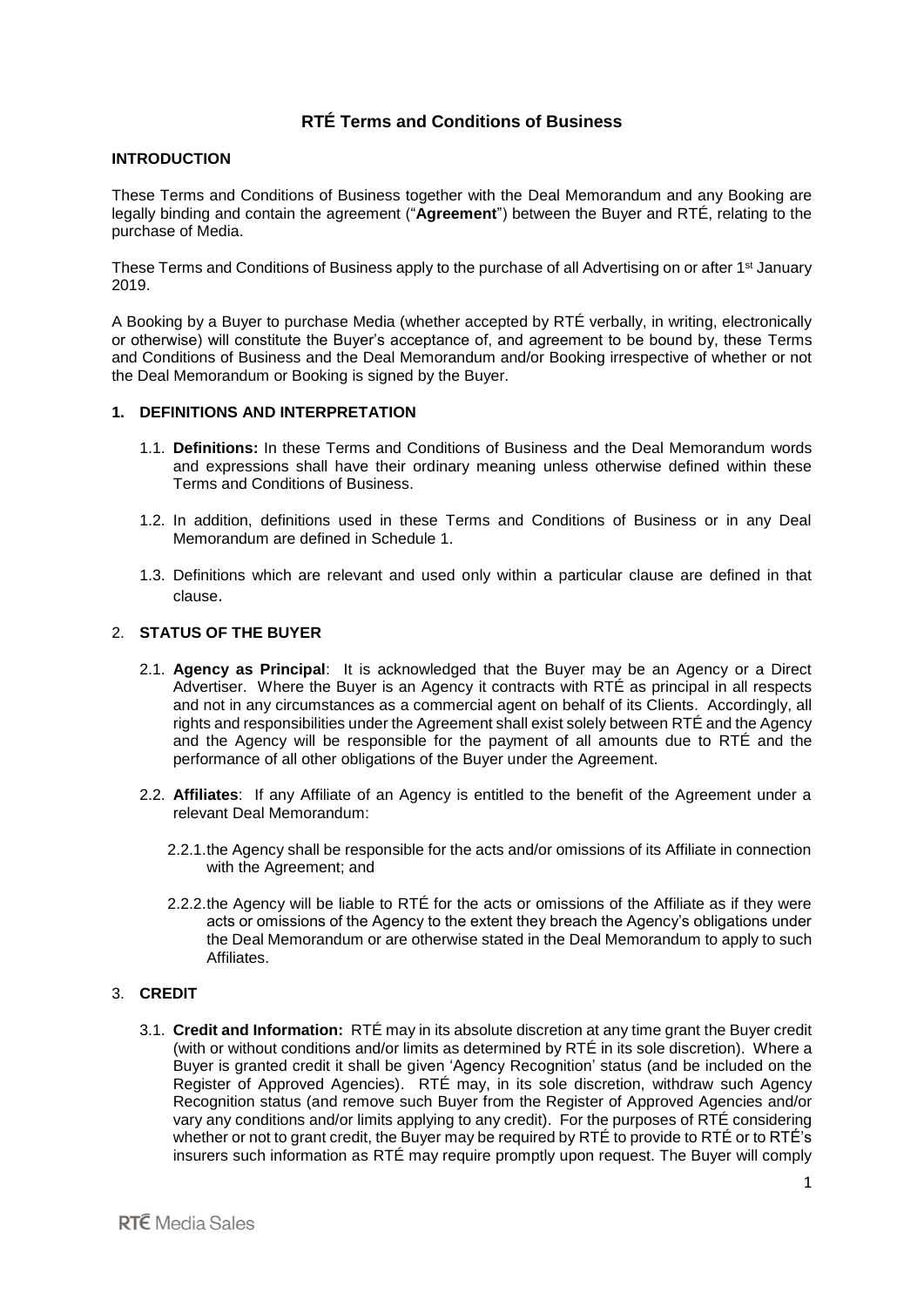# RTÉ Terms and Conditions of Business

## INTRODUCTION

These Terms and Conditions of Business together with the Deal Memorandum and any Booking are legally binding and contain the agreement ("**Agreement**") between the Buyer and RTÉ, relating to the purchase of Media.

These Terms and Conditions of Business apply to the purchase of all Advertising on or after 1st January 2019.

A Booking by a Buyer to purchase Media (whether accepted by RTÉ verbally, in writing, electronically or otherwise) will constitute the Buyer's acceptance of, and agreement to be bound by, these Terms and Conditions of Business and the Deal Memorandum and/or Booking irrespective of whether or not the Deal Memorandum or Booking is signed by the Buyer.

## 1. DEFINITIONS AND INTERPRETATION

1.1. **Definitions:** In these Terms and Conditions of Business and the Deal Memorandum words and expressions shall have their ordinary meaning unless otherwise defined within these Terms and Conditions of Business.

1.2. In addition, definitions used in these Terms and Conditions of Business or in any Deal Memorandum are defined in Schedule 1.

1.3. Definitions which are relevant and used only within a particular clause are defined in that clause.

## 2. STATUS OF THE BUYER

2.1. **Agency as Principal**: It is acknowledged that the Buyer may be an Agency or a Direct Advertiser. Where the Buyer is an Agency it contracts with RTÉ as principal in all respects and not in any circumstances as a commercial agent on behalf of its Clients. Accordingly, all rights and responsibilities under the Agreement shall exist solely between RTÉ and the Agency and the Agency will be responsible for the payment of all amounts due to RTÉ and the performance of all other obligations of the Buyer under the Agreement.

2.2. **Affiliates**: If any Affiliate of an Agency is entitled to the benefit of the Agreement under a relevant Deal Memorandum:

2.2.1. the Agency shall be responsible for the acts and/or omissions of its Affiliate in connection with the Agreement; and

2.2.2. the Agency will be liable to RTÉ for the acts or omissions of the Affiliate as if they were acts or omissions of the Agency to the extent they breach the Agency's obligations under the Deal Memorandum or are otherwise stated in the Deal Memorandum to apply to such Affiliates.

## 3. CREDIT

3.1. **Credit and Information:** RTÉ may in its absolute discretion at any time grant the Buyer credit (with or without conditions and/or limits as determined by RTÉ in its sole discretion). Where a Buyer is granted credit it shall be given 'Agency Recognition' status (and be included on the Register of Approved Agencies). RTÉ may, in its sole discretion, withdraw such Agency Recognition status (and remove such Buyer from the Register of Approved Agencies and/or vary any conditions and/or limits applying to any credit). For the purposes of RTÉ considering whether or not to grant credit, the Buyer may be required by RTÉ to provide to RTÉ or to RTÉ's insurers such information as RTÉ may require promptly upon request. The Buyer will comply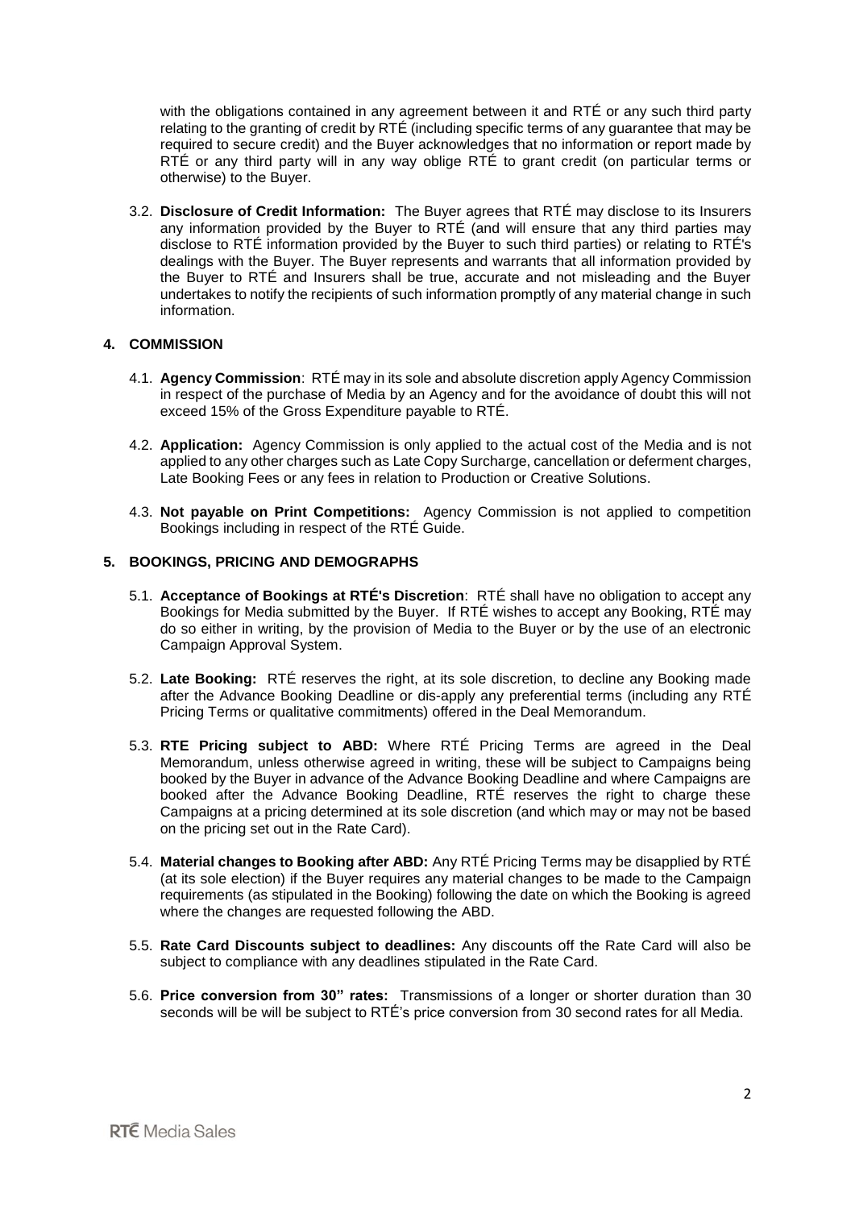with the obligations contained in any agreement between it and RTÉ or any such third party relating to the granting of credit by RTÉ (including specific terms of any guarantee that may be required to secure credit) and the Buyer acknowledges that no information or report made by RTÉ or any third party will in any way oblige RTÉ to grant credit (on particular terms or otherwise) to the Buyer.

3.2. **Disclosure of Credit Information:** The Buyer agrees that RTÉ may disclose to its Insurers any information provided by the Buyer to RTÉ (and will ensure that any third parties may disclose to RTÉ information provided by the Buyer to such third parties) or relating to RTÉ's dealings with the Buyer. The Buyer represents and warrants that all information provided by the Buyer to RTÉ and Insurers shall be true, accurate and not misleading and the Buyer undertakes to notify the recipients of such information promptly of any material change in such information.

## 4. COMMISSION

4.1. **Agency Commission**: RTÉ may in its sole and absolute discretion apply Agency Commission in respect of the purchase of Media by an Agency and for the avoidance of doubt this will not exceed 15% of the Gross Expenditure payable to RTÉ.

4.2. **Application:** Agency Commission is only applied to the actual cost of the Media and is not applied to any other charges such as Late Copy Surcharge, cancellation or deferment charges, Late Booking Fees or any fees in relation to Production or Creative Solutions.

4.3. **Not payable on Print Competitions:** Agency Commission is not applied to competition Bookings including in respect of the RTÉ Guide.

## 5. BOOKINGS, PRICING AND DEMOGRAPHS

5.1. **Acceptance of Bookings at RTÉ's Discretion**: RTÉ shall have no obligation to accept any Bookings for Media submitted by the Buyer. If RTÉ wishes to accept any Booking, RTÉ may do so either in writing, by the provision of Media to the Buyer or by the use of an electronic Campaign Approval System.

5.2. **Late Booking:** RTÉ reserves the right, at its sole discretion, to decline any Booking made after the Advance Booking Deadline or dis-apply any preferential terms (including any RTÉ Pricing Terms or qualitative commitments) offered in the Deal Memorandum.

5.3. **RTE Pricing subject to ABD:** Where RTÉ Pricing Terms are agreed in the Deal Memorandum, unless otherwise agreed in writing, these will be subject to Campaigns being booked by the Buyer in advance of the Advance Booking Deadline and where Campaigns are booked after the Advance Booking Deadline, RTÉ reserves the right to charge these Campaigns at a pricing determined at its sole discretion (and which may or may not be based on the pricing set out in the Rate Card).

5.4. **Material changes to Booking after ABD:** Any RTÉ Pricing Terms may be disapplied by RTÉ (at its sole election) if the Buyer requires any material changes to be made to the Campaign requirements (as stipulated in the Booking) following the date on which the Booking is agreed where the changes are requested following the ABD.

5.5. **Rate Card Discounts subject to deadlines:** Any discounts off the Rate Card will also be subject to compliance with any deadlines stipulated in the Rate Card.

5.6. **Price conversion from 30" rates:** Transmissions of a longer or shorter duration than 30 seconds will be will be subject to RTÉ's price conversion from 30 second rates for all Media.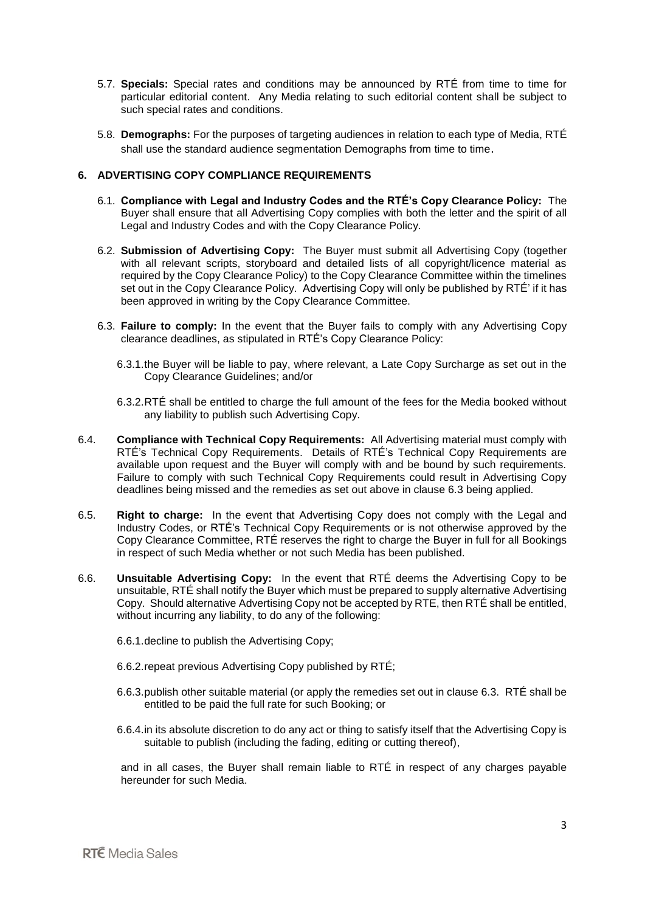5.7. **Specials:** Special rates and conditions may be announced by RTÉ from time to time for particular editorial content. Any Media relating to such editorial content shall be subject to such special rates and conditions.

5.8. **Demographs:** For the purposes of targeting audiences in relation to each type of Media, RTÉ shall use the standard audience segmentation Demographs from time to time.

### 6. ADVERTISING COPY COMPLIANCE REQUIREMENTS

6.1. **Compliance with Legal and Industry Codes and the RTÉ's Copy Clearance Policy:** The Buyer shall ensure that all Advertising Copy complies with both the letter and the spirit of all Legal and Industry Codes and with the Copy Clearance Policy.

6.2. **Submission of Advertising Copy:** The Buyer must submit all Advertising Copy (together with all relevant scripts, storyboard and detailed lists of all copyright/licence material as required by the Copy Clearance Policy) to the Copy Clearance Committee within the timelines set out in the Copy Clearance Policy. Advertising Copy will only be published by RTÉ' if it has been approved in writing by the Copy Clearance Committee.

6.3. **Failure to comply:** In the event that the Buyer fails to comply with any Advertising Copy clearance deadlines, as stipulated in RTÉ's Copy Clearance Policy:

6.3.1. the Buyer will be liable to pay, where relevant, a Late Copy Surcharge as set out in the Copy Clearance Guidelines; and/or

6.3.2. RTÉ shall be entitled to charge the full amount of the fees for the Media booked without any liability to publish such Advertising Copy.

6.4. **Compliance with Technical Copy Requirements:** All Advertising material must comply with RTÉ's Technical Copy Requirements. Details of RTÉ's Technical Copy Requirements are available upon request and the Buyer will comply with and be bound by such requirements. Failure to comply with such Technical Copy Requirements could result in Advertising Copy deadlines being missed and the remedies as set out above in clause 6.3 being applied.

6.5. **Right to charge:** In the event that Advertising Copy does not comply with the Legal and Industry Codes, or RTÉ's Technical Copy Requirements or is not otherwise approved by the Copy Clearance Committee, RTÉ reserves the right to charge the Buyer in full for all Bookings in respect of such Media whether or not such Media has been published.

6.6. **Unsuitable Advertising Copy:** In the event that RTÉ deems the Advertising Copy to be unsuitable, RTÉ shall notify the Buyer which must be prepared to supply alternative Advertising Copy. Should alternative Advertising Copy not be accepted by RTE, then RTÉ shall be entitled, without incurring any liability, to do any of the following:

6.6.1. decline to publish the Advertising Copy;

6.6.2. repeat previous Advertising Copy published by RTÉ;

6.6.3. publish other suitable material (or apply the remedies set out in clause 6.3. RTÉ shall be entitled to be paid the full rate for such Booking; or

6.6.4. in its absolute discretion to do any act or thing to satisfy itself that the Advertising Copy is suitable to publish (including the fading, editing or cutting thereof),

and in all cases, the Buyer shall remain liable to RTÉ in respect of any charges payable hereunder for such Media.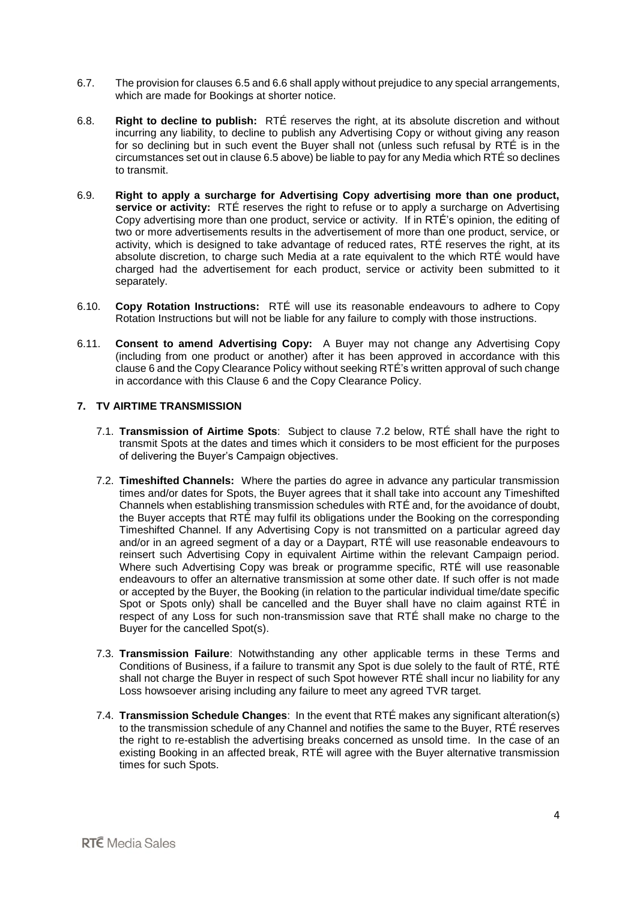6.7. The provision for clauses 6.5 and 6.6 shall apply without prejudice to any special arrangements, which are made for Bookings at shorter notice.

6.8. **Right to decline to publish:** RTÉ reserves the right, at its absolute discretion and without incurring any liability, to decline to publish any Advertising Copy or without giving any reason for so declining but in such event the Buyer shall not (unless such refusal by RTÉ is in the circumstances set out in clause 6.5 above) be liable to pay for any Media which RTÉ so declines to transmit.

6.9. **Right to apply a surcharge for Advertising Copy advertising more than one product, service or activity:** RTÉ reserves the right to refuse or to apply a surcharge on Advertising Copy advertising more than one product, service or activity. If in RTÉ's opinion, the editing of two or more advertisements results in the advertisement of more than one product, service, or activity, which is designed to take advantage of reduced rates, RTÉ reserves the right, at its absolute discretion, to charge such Media at a rate equivalent to the which RTÉ would have charged had the advertisement for each product, service or activity been submitted to it separately.

6.10. **Copy Rotation Instructions:** RTÉ will use its reasonable endeavours to adhere to Copy Rotation Instructions but will not be liable for any failure to comply with those instructions.

6.11. **Consent to amend Advertising Copy:** A Buyer may not change any Advertising Copy (including from one product or another) after it has been approved in accordance with this clause 6 and the Copy Clearance Policy without seeking RTÉ's written approval of such change in accordance with this Clause 6 and the Copy Clearance Policy.

## 7. TV AIRTIME TRANSMISSION

7.1. **Transmission of Airtime Spots**: Subject to clause 7.2 below, RTÉ shall have the right to transmit Spots at the dates and times which it considers to be most efficient for the purposes of delivering the Buyer's Campaign objectives.

7.2. **Timeshifted Channels:** Where the parties do agree in advance any particular transmission times and/or dates for Spots, the Buyer agrees that it shall take into account any Timeshifted Channels when establishing transmission schedules with RTÉ and, for the avoidance of doubt, the Buyer accepts that RTÉ may fulfil its obligations under the Booking on the corresponding Timeshifted Channel. If any Advertising Copy is not transmitted on a particular agreed day and/or in an agreed segment of a day or a Daypart, RTÉ will use reasonable endeavours to reinsert such Advertising Copy in equivalent Airtime within the relevant Campaign period. Where such Advertising Copy was break or programme specific, RTÉ will use reasonable endeavours to offer an alternative transmission at some other date. If such offer is not made or accepted by the Buyer, the Booking (in relation to the particular individual time/date specific Spot or Spots only) shall be cancelled and the Buyer shall have no claim against RTÉ in respect of any Loss for such non-transmission save that RTÉ shall make no charge to the Buyer for the cancelled Spot(s).

7.3. **Transmission Failure**: Notwithstanding any other applicable terms in these Terms and Conditions of Business, if a failure to transmit any Spot is due solely to the fault of RTÉ, RTÉ shall not charge the Buyer in respect of such Spot however RTÉ shall incur no liability for any Loss howsoever arising including any failure to meet any agreed TVR target.

7.4. **Transmission Schedule Changes**: In the event that RTÉ makes any significant alteration(s) to the transmission schedule of any Channel and notifies the same to the Buyer, RTÉ reserves the right to re-establish the advertising breaks concerned as unsold time. In the case of an existing Booking in an affected break, RTÉ will agree with the Buyer alternative transmission times for such Spots.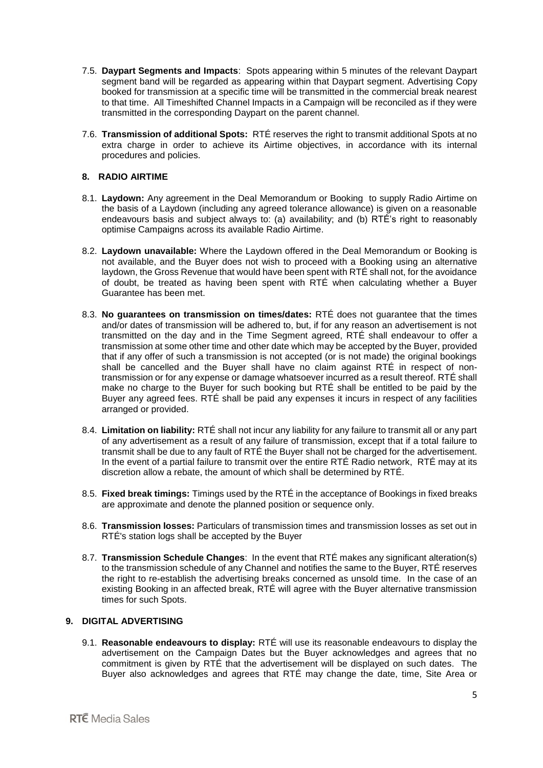7.5. **Daypart Segments and Impacts**: Spots appearing within 5 minutes of the relevant Daypart segment band will be regarded as appearing within that Daypart segment. Advertising Copy booked for transmission at a specific time will be transmitted in the commercial break nearest to that time. All Timeshifted Channel Impacts in a Campaign will be reconciled as if they were transmitted in the corresponding Daypart on the parent channel.

7.6. **Transmission of additional Spots:** RTÉ reserves the right to transmit additional Spots at no extra charge in order to achieve its Airtime objectives, in accordance with its internal procedures and policies.

## 8. RADIO AIRTIME

8.1. **Laydown:** Any agreement in the Deal Memorandum or Booking to supply Radio Airtime on the basis of a Laydown (including any agreed tolerance allowance) is given on a reasonable endeavours basis and subject always to: (a) availability; and (b) RTÉ's right to reasonably optimise Campaigns across its available Radio Airtime.

8.2. **Laydown unavailable:** Where the Laydown offered in the Deal Memorandum or Booking is not available, and the Buyer does not wish to proceed with a Booking using an alternative laydown, the Gross Revenue that would have been spent with RTÉ shall not, for the avoidance of doubt, be treated as having been spent with RTÉ when calculating whether a Buyer Guarantee has been met.

8.3. **No guarantees on transmission on times/dates:** RTÉ does not guarantee that the times and/or dates of transmission will be adhered to, but, if for any reason an advertisement is not transmitted on the day and in the Time Segment agreed, RTÉ shall endeavour to offer a transmission at some other time and other date which may be accepted by the Buyer, provided that if any offer of such a transmission is not accepted (or is not made) the original bookings shall be cancelled and the Buyer shall have no claim against RTÉ in respect of non-transmission or for any expense or damage whatsoever incurred as a result thereof. RTÉ shall make no charge to the Buyer for such booking but RTÉ shall be entitled to be paid by the Buyer any agreed fees. RTÉ shall be paid any expenses it incurs in respect of any facilities arranged or provided.

8.4. **Limitation on liability:** RTÉ shall not incur any liability for any failure to transmit all or any part of any advertisement as a result of any failure of transmission, except that if a total failure to transmit shall be due to any fault of RTÉ the Buyer shall not be charged for the advertisement. In the event of a partial failure to transmit over the entire RTÉ Radio network, RTÉ may at its discretion allow a rebate, the amount of which shall be determined by RTÉ.

8.5. **Fixed break timings:** Timings used by the RTÉ in the acceptance of Bookings in fixed breaks are approximate and denote the planned position or sequence only.

8.6. **Transmission losses:** Particulars of transmission times and transmission losses as set out in RTÉ's station logs shall be accepted by the Buyer

8.7. **Transmission Schedule Changes**: In the event that RTÉ makes any significant alteration(s) to the transmission schedule of any Channel and notifies the same to the Buyer, RTÉ reserves the right to re-establish the advertising breaks concerned as unsold time. In the case of an existing Booking in an affected break, RTÉ will agree with the Buyer alternative transmission times for such Spots.

## 9. DIGITAL ADVERTISING

9.1. **Reasonable endeavours to display:** RTÉ will use its reasonable endeavours to display the advertisement on the Campaign Dates but the Buyer acknowledges and agrees that no commitment is given by RTÉ that the advertisement will be displayed on such dates. The Buyer also acknowledges and agrees that RTÉ may change the date, time, Site Area or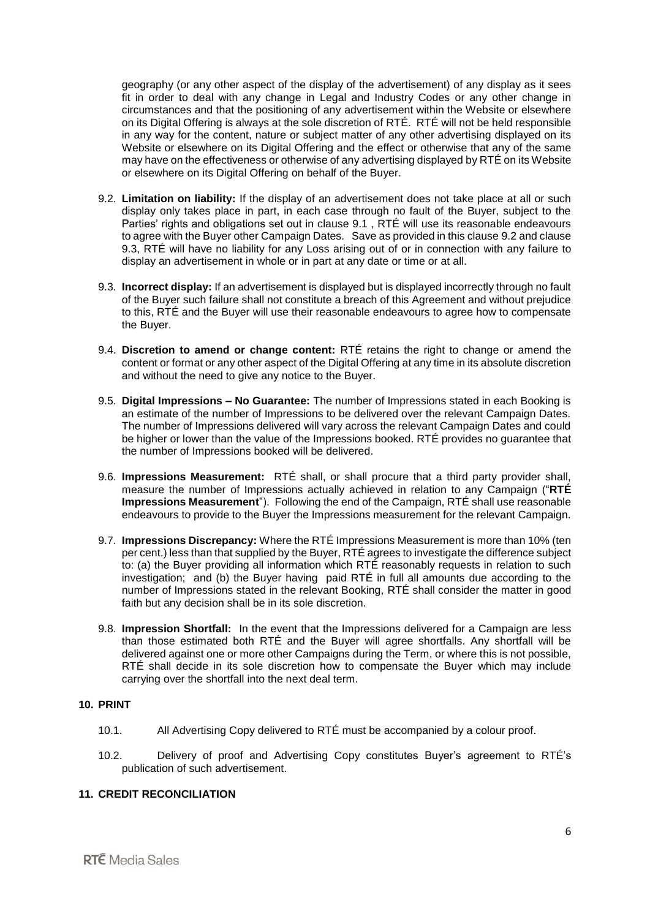geography (or any other aspect of the display of the advertisement) of any display as it sees fit in order to deal with any change in Legal and Industry Codes or any other change in circumstances and that the positioning of any advertisement within the Website or elsewhere on its Digital Offering is always at the sole discretion of RTÉ. RTÉ will not be held responsible in any way for the content, nature or subject matter of any other advertising displayed on its Website or elsewhere on its Digital Offering and the effect or otherwise that any of the same may have on the effectiveness or otherwise of any advertising displayed by RTÉ on its Website or elsewhere on its Digital Offering on behalf of the Buyer.

9.2. **Limitation on liability:** If the display of an advertisement does not take place at all or such display only takes place in part, in each case through no fault of the Buyer, subject to the Parties' rights and obligations set out in clause 9.1 , RTÉ will use its reasonable endeavours to agree with the Buyer other Campaign Dates. Save as provided in this clause 9.2 and clause 9.3, RTÉ will have no liability for any Loss arising out of or in connection with any failure to display an advertisement in whole or in part at any date or time or at all.

9.3. **Incorrect display:** If an advertisement is displayed but is displayed incorrectly through no fault of the Buyer such failure shall not constitute a breach of this Agreement and without prejudice to this, RTÉ and the Buyer will use their reasonable endeavours to agree how to compensate the Buyer.

9.4. **Discretion to amend or change content:** RTÉ retains the right to change or amend the content or format or any other aspect of the Digital Offering at any time in its absolute discretion and without the need to give any notice to the Buyer.

9.5. **Digital Impressions – No Guarantee:** The number of Impressions stated in each Booking is an estimate of the number of Impressions to be delivered over the relevant Campaign Dates. The number of Impressions delivered will vary across the relevant Campaign Dates and could be higher or lower than the value of the Impressions booked. RTÉ provides no guarantee that the number of Impressions booked will be delivered.

9.6. **Impressions Measurement:** RTÉ shall, or shall procure that a third party provider shall, measure the number of Impressions actually achieved in relation to any Campaign ("**RTÉ Impressions Measurement**"). Following the end of the Campaign, RTÉ shall use reasonable endeavours to provide to the Buyer the Impressions measurement for the relevant Campaign.

9.7. **Impressions Discrepancy:** Where the RTÉ Impressions Measurement is more than 10% (ten per cent.) less than that supplied by the Buyer, RTÉ agrees to investigate the difference subject to: (a) the Buyer providing all information which RTÉ reasonably requests in relation to such investigation; and (b) the Buyer having paid RTÉ in full all amounts due according to the number of Impressions stated in the relevant Booking, RTÉ shall consider the matter in good faith but any decision shall be in its sole discretion.

9.8. **Impression Shortfall:** In the event that the Impressions delivered for a Campaign are less than those estimated both RTÉ and the Buyer will agree shortfalls. Any shortfall will be delivered against one or more other Campaigns during the Term, or where this is not possible, RTÉ shall decide in its sole discretion how to compensate the Buyer which may include carrying over the shortfall into the next deal term.

## 10. PRINT

10.1. All Advertising Copy delivered to RTÉ must be accompanied by a colour proof.

10.2. Delivery of proof and Advertising Copy constitutes Buyer's agreement to RTÉ's publication of such advertisement.

## 11. CREDIT RECONCILIATION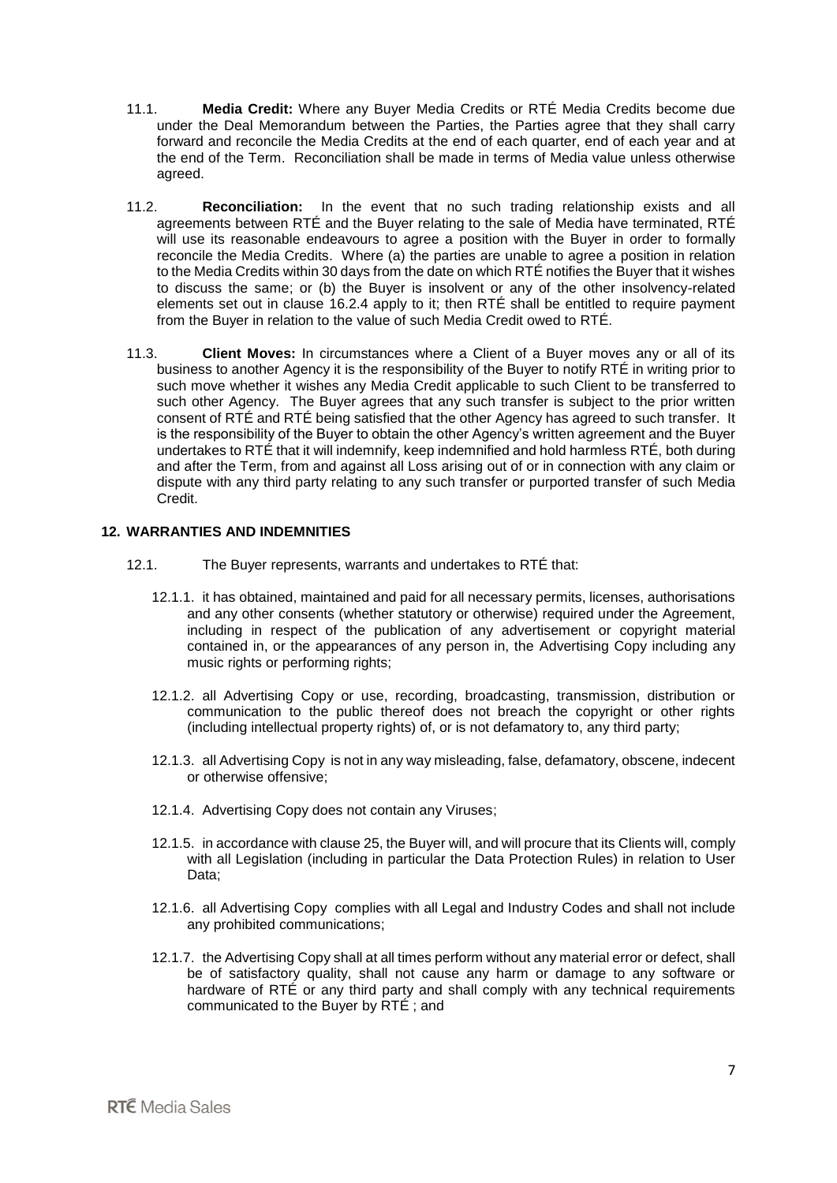11.1. **Media Credit:** Where any Buyer Media Credits or RTÉ Media Credits become due under the Deal Memorandum between the Parties, the Parties agree that they shall carry forward and reconcile the Media Credits at the end of each quarter, end of each year and at the end of the Term. Reconciliation shall be made in terms of Media value unless otherwise agreed.

11.2. **Reconciliation:** In the event that no such trading relationship exists and all agreements between RTÉ and the Buyer relating to the sale of Media have terminated, RTÉ will use its reasonable endeavours to agree a position with the Buyer in order to formally reconcile the Media Credits. Where (a) the parties are unable to agree a position in relation to the Media Credits within 30 days from the date on which RTÉ notifies the Buyer that it wishes to discuss the same; or (b) the Buyer is insolvent or any of the other insolvency-related elements set out in clause 16.2.4 apply to it; then RTÉ shall be entitled to require payment from the Buyer in relation to the value of such Media Credit owed to RTÉ.

11.3. **Client Moves:** In circumstances where a Client of a Buyer moves any or all of its business to another Agency it is the responsibility of the Buyer to notify RTÉ in writing prior to such move whether it wishes any Media Credit applicable to such Client to be transferred to such other Agency. The Buyer agrees that any such transfer is subject to the prior written consent of RTÉ and RTÉ being satisfied that the other Agency has agreed to such transfer. It is the responsibility of the Buyer to obtain the other Agency's written agreement and the Buyer undertakes to RTÉ that it will indemnify, keep indemnified and hold harmless RTÉ, both during and after the Term, from and against all Loss arising out of or in connection with any claim or dispute with any third party relating to any such transfer or purported transfer of such Media Credit.

## 12. WARRANTIES AND INDEMNITIES

12.1. The Buyer represents, warrants and undertakes to RTÉ that:

12.1.1. it has obtained, maintained and paid for all necessary permits, licenses, authorisations and any other consents (whether statutory or otherwise) required under the Agreement, including in respect of the publication of any advertisement or copyright material contained in, or the appearances of any person in, the Advertising Copy including any music rights or performing rights;

12.1.2. all Advertising Copy or use, recording, broadcasting, transmission, distribution or communication to the public thereof does not breach the copyright or other rights (including intellectual property rights) of, or is not defamatory to, any third party;

12.1.3. all Advertising Copy is not in any way misleading, false, defamatory, obscene, indecent or otherwise offensive;

12.1.4. Advertising Copy does not contain any Viruses;

12.1.5. in accordance with clause 25, the Buyer will, and will procure that its Clients will, comply with all Legislation (including in particular the Data Protection Rules) in relation to User Data;

12.1.6. all Advertising Copy complies with all Legal and Industry Codes and shall not include any prohibited communications;

12.1.7. the Advertising Copy shall at all times perform without any material error or defect, shall be of satisfactory quality, shall not cause any harm or damage to any software or hardware of RTÉ or any third party and shall comply with any technical requirements communicated to the Buyer by RTÉ ; and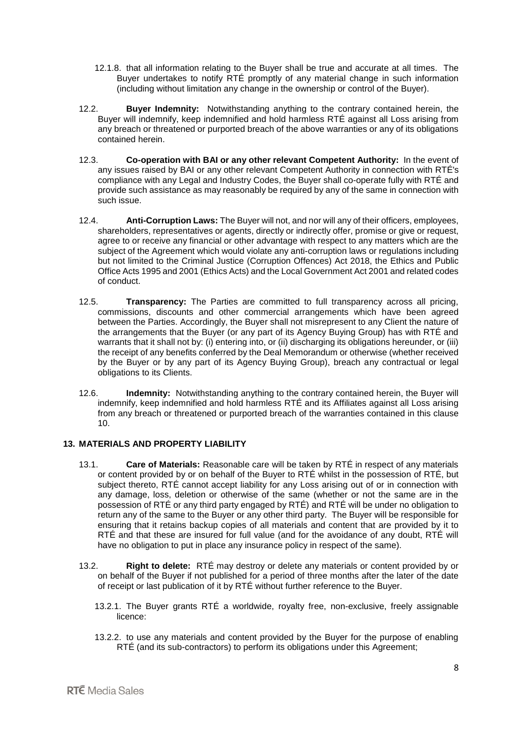12.1.8. that all information relating to the Buyer shall be true and accurate at all times. The Buyer undertakes to notify RTÉ promptly of any material change in such information (including without limitation any change in the ownership or control of the Buyer).

12.2. **Buyer Indemnity:** Notwithstanding anything to the contrary contained herein, the Buyer will indemnify, keep indemnified and hold harmless RTÉ against all Loss arising from any breach or threatened or purported breach of the above warranties or any of its obligations contained herein.

12.3. **Co-operation with BAI or any other relevant Competent Authority:** In the event of any issues raised by BAI or any other relevant Competent Authority in connection with RTÉ's compliance with any Legal and Industry Codes, the Buyer shall co-operate fully with RTÉ and provide such assistance as may reasonably be required by any of the same in connection with such issue.

12.4. **Anti-Corruption Laws:** The Buyer will not, and nor will any of their officers, employees, shareholders, representatives or agents, directly or indirectly offer, promise or give or request, agree to or receive any financial or other advantage with respect to any matters which are the subject of the Agreement which would violate any anti-corruption laws or regulations including but not limited to the Criminal Justice (Corruption Offences) Act 2018, the Ethics and Public Office Acts 1995 and 2001 (Ethics Acts) and the Local Government Act 2001 and related codes of conduct.

12.5. **Transparency:** The Parties are committed to full transparency across all pricing, commissions, discounts and other commercial arrangements which have been agreed between the Parties. Accordingly, the Buyer shall not misrepresent to any Client the nature of the arrangements that the Buyer (or any part of its Agency Buying Group) has with RTÉ and warrants that it shall not by: (i) entering into, or (ii) discharging its obligations hereunder, or (iii) the receipt of any benefits conferred by the Deal Memorandum or otherwise (whether received by the Buyer or by any part of its Agency Buying Group), breach any contractual or legal obligations to its Clients.

12.6. **Indemnity:** Notwithstanding anything to the contrary contained herein, the Buyer will indemnify, keep indemnified and hold harmless RTÉ and its Affiliates against all Loss arising from any breach or threatened or purported breach of the warranties contained in this clause 10.

## 13. MATERIALS AND PROPERTY LIABILITY

13.1. **Care of Materials:** Reasonable care will be taken by RTÉ in respect of any materials or content provided by or on behalf of the Buyer to RTÉ whilst in the possession of RTÉ, but subject thereto, RTÉ cannot accept liability for any Loss arising out of or in connection with any damage, loss, deletion or otherwise of the same (whether or not the same are in the possession of RTÉ or any third party engaged by RTÉ) and RTÉ will be under no obligation to return any of the same to the Buyer or any other third party. The Buyer will be responsible for ensuring that it retains backup copies of all materials and content that are provided by it to RTÉ and that these are insured for full value (and for the avoidance of any doubt, RTÉ will have no obligation to put in place any insurance policy in respect of the same).

13.2. **Right to delete:** RTÉ may destroy or delete any materials or content provided by or on behalf of the Buyer if not published for a period of three months after the later of the date of receipt or last publication of it by RTÉ without further reference to the Buyer.

13.2.1. The Buyer grants RTÉ a worldwide, royalty free, non-exclusive, freely assignable licence:

13.2.2. to use any materials and content provided by the Buyer for the purpose of enabling RTÉ (and its sub-contractors) to perform its obligations under this Agreement;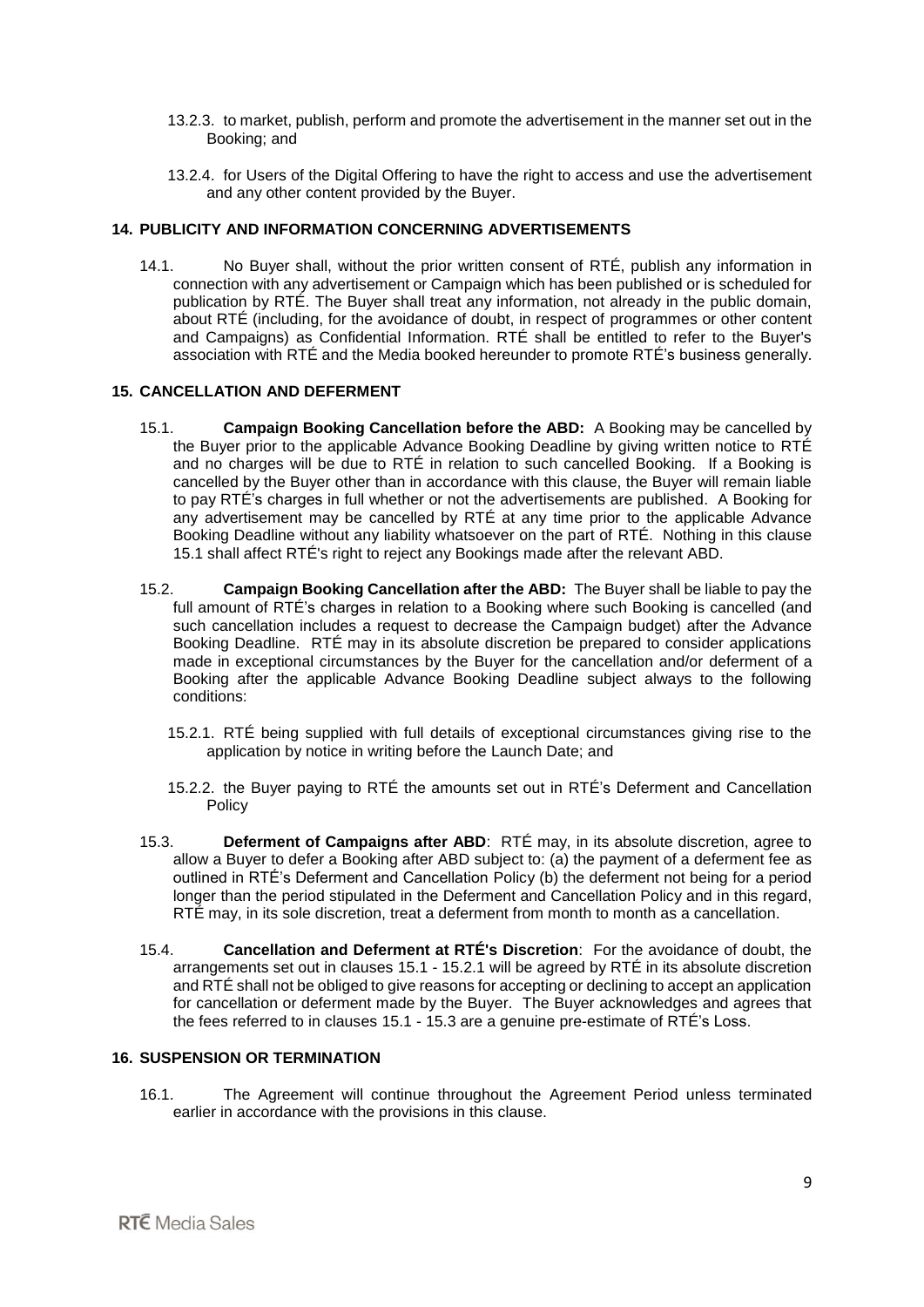13.2.3. to market, publish, perform and promote the advertisement in the manner set out in the Booking; and

13.2.4. for Users of the Digital Offering to have the right to access and use the advertisement and any other content provided by the Buyer.

## 14. PUBLICITY AND INFORMATION CONCERNING ADVERTISEMENTS

14.1. No Buyer shall, without the prior written consent of RTÉ, publish any information in connection with any advertisement or Campaign which has been published or is scheduled for publication by RTÉ. The Buyer shall treat any information, not already in the public domain, about RTÉ (including, for the avoidance of doubt, in respect of programmes or other content and Campaigns) as Confidential Information. RTÉ shall be entitled to refer to the Buyer's association with RTÉ and the Media booked hereunder to promote RTÉ's business generally.

## 15. CANCELLATION AND DEFERMENT

15.1. **Campaign Booking Cancellation before the ABD:** A Booking may be cancelled by the Buyer prior to the applicable Advance Booking Deadline by giving written notice to RTÉ and no charges will be due to RTÉ in relation to such cancelled Booking. If a Booking is cancelled by the Buyer other than in accordance with this clause, the Buyer will remain liable to pay RTÉ's charges in full whether or not the advertisements are published. A Booking for any advertisement may be cancelled by RTÉ at any time prior to the applicable Advance Booking Deadline without any liability whatsoever on the part of RTÉ. Nothing in this clause 15.1 shall affect RTÉ's right to reject any Bookings made after the relevant ABD.

15.2. **Campaign Booking Cancellation after the ABD:** The Buyer shall be liable to pay the full amount of RTÉ's charges in relation to a Booking where such Booking is cancelled (and such cancellation includes a request to decrease the Campaign budget) after the Advance Booking Deadline. RTÉ may in its absolute discretion be prepared to consider applications made in exceptional circumstances by the Buyer for the cancellation and/or deferment of a Booking after the applicable Advance Booking Deadline subject always to the following conditions:

15.2.1. RTÉ being supplied with full details of exceptional circumstances giving rise to the application by notice in writing before the Launch Date; and

15.2.2. the Buyer paying to RTÉ the amounts set out in RTÉ's Deferment and Cancellation Policy

15.3. **Deferment of Campaigns after ABD**: RTÉ may, in its absolute discretion, agree to allow a Buyer to defer a Booking after ABD subject to: (a) the payment of a deferment fee as outlined in RTÉ's Deferment and Cancellation Policy (b) the deferment not being for a period longer than the period stipulated in the Deferment and Cancellation Policy and in this regard, RTÉ may, in its sole discretion, treat a deferment from month to month as a cancellation.

15.4. **Cancellation and Deferment at RTÉ's Discretion**: For the avoidance of doubt, the arrangements set out in clauses 15.1 - 15.2.1 will be agreed by RTÉ in its absolute discretion and RTÉ shall not be obliged to give reasons for accepting or declining to accept an application for cancellation or deferment made by the Buyer. The Buyer acknowledges and agrees that the fees referred to in clauses 15.1 - 15.3 are a genuine pre-estimate of RTÉ's Loss.

## 16. SUSPENSION OR TERMINATION

16.1. The Agreement will continue throughout the Agreement Period unless terminated earlier in accordance with the provisions in this clause.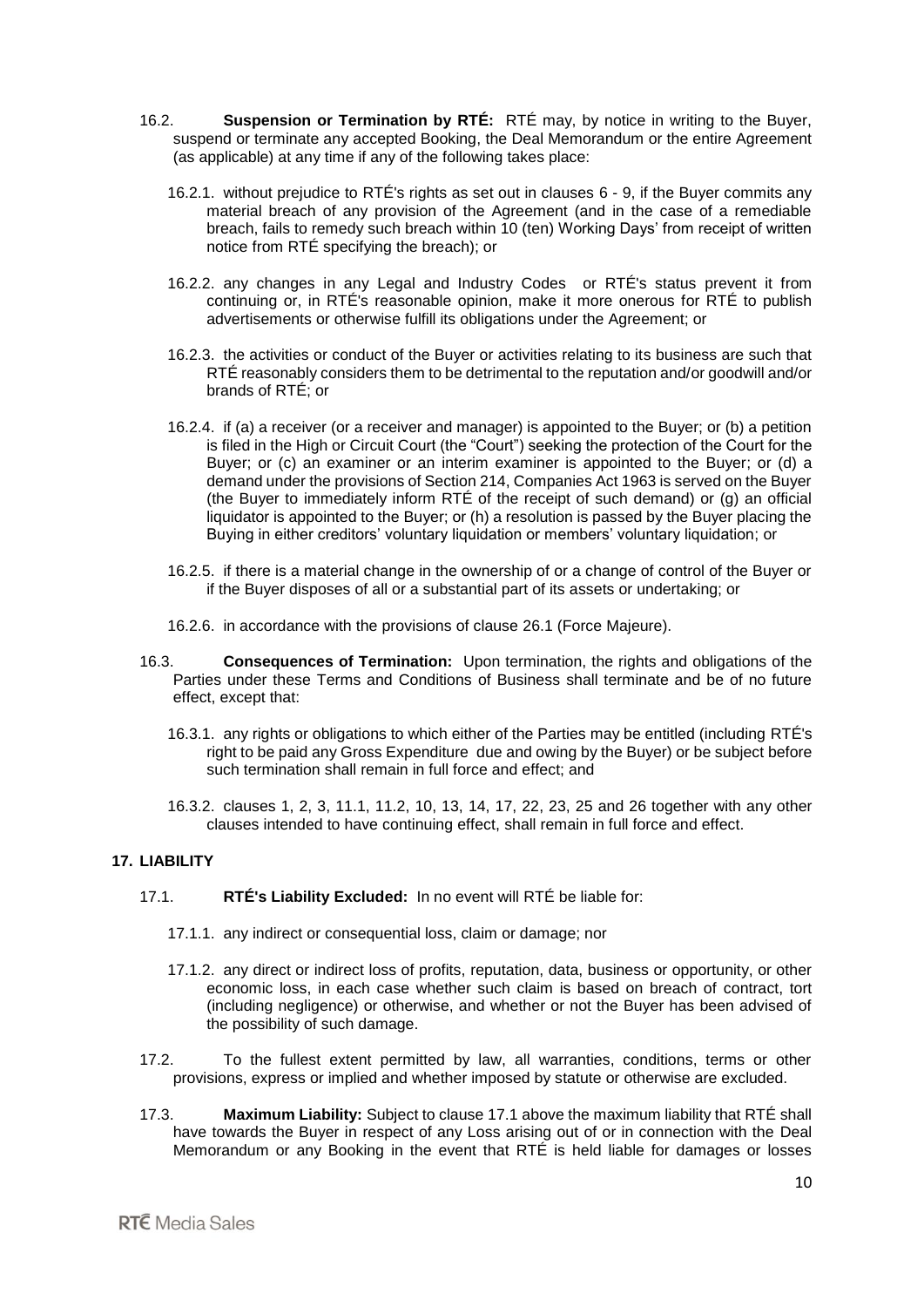16.2. **Suspension or Termination by RTÉ:** RTÉ may, by notice in writing to the Buyer, suspend or terminate any accepted Booking, the Deal Memorandum or the entire Agreement (as applicable) at any time if any of the following takes place:

16.2.1. without prejudice to RTÉ's rights as set out in clauses 6 - 9, if the Buyer commits any material breach of any provision of the Agreement (and in the case of a remediable breach, fails to remedy such breach within 10 (ten) Working Days' from receipt of written notice from RTÉ specifying the breach); or

16.2.2. any changes in any Legal and Industry Codes or RTÉ's status prevent it from continuing or, in RTÉ's reasonable opinion, make it more onerous for RTÉ to publish advertisements or otherwise fulfill its obligations under the Agreement; or

16.2.3. the activities or conduct of the Buyer or activities relating to its business are such that RTÉ reasonably considers them to be detrimental to the reputation and/or goodwill and/or brands of RTÉ; or

16.2.4. if (a) a receiver (or a receiver and manager) is appointed to the Buyer; or (b) a petition is filed in the High or Circuit Court (the "Court") seeking the protection of the Court for the Buyer; or (c) an examiner or an interim examiner is appointed to the Buyer; or (d) a demand under the provisions of Section 214, Companies Act 1963 is served on the Buyer (the Buyer to immediately inform RTÉ of the receipt of such demand) or (g) an official liquidator is appointed to the Buyer; or (h) a resolution is passed by the Buyer placing the Buying in either creditors' voluntary liquidation or members' voluntary liquidation; or

16.2.5. if there is a material change in the ownership of or a change of control of the Buyer or if the Buyer disposes of all or a substantial part of its assets or undertaking; or

16.2.6. in accordance with the provisions of clause 26.1 (Force Majeure).

16.3. **Consequences of Termination:** Upon termination, the rights and obligations of the Parties under these Terms and Conditions of Business shall terminate and be of no future effect, except that:

16.3.1. any rights or obligations to which either of the Parties may be entitled (including RTÉ's right to be paid any Gross Expenditure due and owing by the Buyer) or be subject before such termination shall remain in full force and effect; and

16.3.2. clauses 1, 2, 3, 11.1, 11.2, 10, 13, 14, 17, 22, 23, 25 and 26 together with any other clauses intended to have continuing effect, shall remain in full force and effect.

## 17. LIABILITY

17.1. **RTÉ's Liability Excluded:** In no event will RTÉ be liable for:

17.1.1. any indirect or consequential loss, claim or damage; nor

17.1.2. any direct or indirect loss of profits, reputation, data, business or opportunity, or other economic loss, in each case whether such claim is based on breach of contract, tort (including negligence) or otherwise, and whether or not the Buyer has been advised of the possibility of such damage.

17.2. To the fullest extent permitted by law, all warranties, conditions, terms or other provisions, express or implied and whether imposed by statute or otherwise are excluded.

17.3. **Maximum Liability:** Subject to clause 17.1 above the maximum liability that RTÉ shall have towards the Buyer in respect of any Loss arising out of or in connection with the Deal Memorandum or any Booking in the event that RTÉ is held liable for damages or losses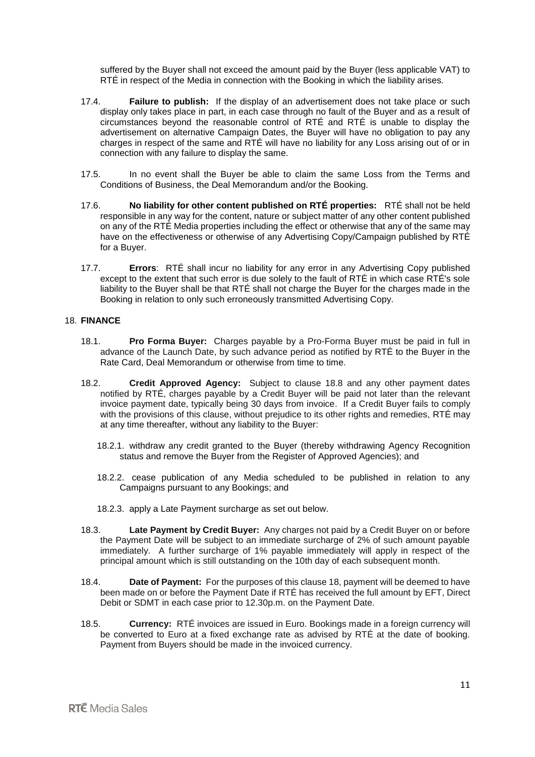suffered by the Buyer shall not exceed the amount paid by the Buyer (less applicable VAT) to RTÉ in respect of the Media in connection with the Booking in which the liability arises.

17.4. **Failure to publish:** If the display of an advertisement does not take place or such display only takes place in part, in each case through no fault of the Buyer and as a result of circumstances beyond the reasonable control of RTÉ and RTÉ is unable to display the advertisement on alternative Campaign Dates, the Buyer will have no obligation to pay any charges in respect of the same and RTÉ will have no liability for any Loss arising out of or in connection with any failure to display the same.

17.5. In no event shall the Buyer be able to claim the same Loss from the Terms and Conditions of Business, the Deal Memorandum and/or the Booking.

17.6. **No liability for other content published on RTÉ properties:** RTÉ shall not be held responsible in any way for the content, nature or subject matter of any other content published on any of the RTÉ Media properties including the effect or otherwise that any of the same may have on the effectiveness or otherwise of any Advertising Copy/Campaign published by RTÉ for a Buyer.

17.7. **Errors**: RTÉ shall incur no liability for any error in any Advertising Copy published except to the extent that such error is due solely to the fault of RTÉ in which case RTÉ's sole liability to the Buyer shall be that RTÉ shall not charge the Buyer for the charges made in the Booking in relation to only such erroneously transmitted Advertising Copy.

## 18. FINANCE

18.1. **Pro Forma Buyer:** Charges payable by a Pro-Forma Buyer must be paid in full in advance of the Launch Date, by such advance period as notified by RTÉ to the Buyer in the Rate Card, Deal Memorandum or otherwise from time to time.

18.2. **Credit Approved Agency:** Subject to clause 18.8 and any other payment dates notified by RTÉ, charges payable by a Credit Buyer will be paid not later than the relevant invoice payment date, typically being 30 days from invoice. If a Credit Buyer fails to comply with the provisions of this clause, without prejudice to its other rights and remedies, RTÉ may at any time thereafter, without any liability to the Buyer:

18.2.1. withdraw any credit granted to the Buyer (thereby withdrawing Agency Recognition status and remove the Buyer from the Register of Approved Agencies); and

18.2.2. cease publication of any Media scheduled to be published in relation to any Campaigns pursuant to any Bookings; and

18.2.3. apply a Late Payment surcharge as set out below.

18.3. **Late Payment by Credit Buyer:** Any charges not paid by a Credit Buyer on or before the Payment Date will be subject to an immediate surcharge of 2% of such amount payable immediately. A further surcharge of 1% payable immediately will apply in respect of the principal amount which is still outstanding on the 10th day of each subsequent month.

18.4. **Date of Payment:** For the purposes of this clause 18, payment will be deemed to have been made on or before the Payment Date if RTÉ has received the full amount by EFT, Direct Debit or SDMT in each case prior to 12.30p.m. on the Payment Date.

18.5. **Currency:** RTÉ invoices are issued in Euro. Bookings made in a foreign currency will be converted to Euro at a fixed exchange rate as advised by RTÉ at the date of booking. Payment from Buyers should be made in the invoiced currency.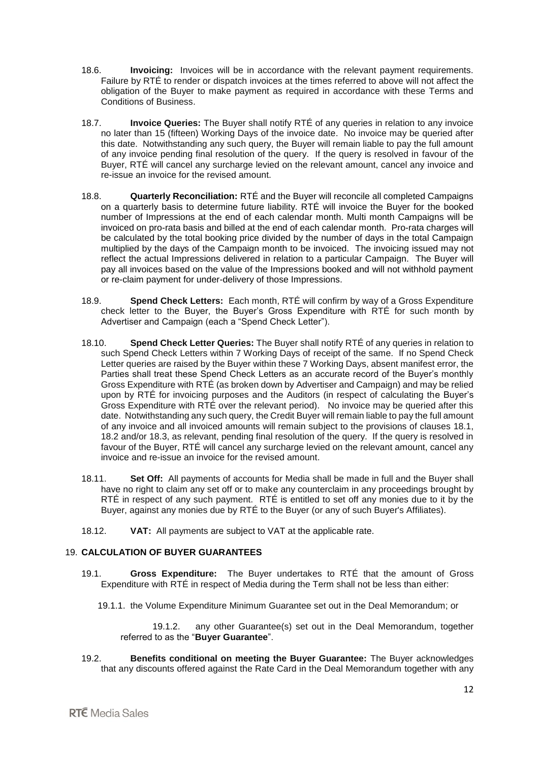18.6. **Invoicing:** Invoices will be in accordance with the relevant payment requirements. Failure by RTÉ to render or dispatch invoices at the times referred to above will not affect the obligation of the Buyer to make payment as required in accordance with these Terms and Conditions of Business.

18.7. **Invoice Queries:** The Buyer shall notify RTÉ of any queries in relation to any invoice no later than 15 (fifteen) Working Days of the invoice date. No invoice may be queried after this date. Notwithstanding any such query, the Buyer will remain liable to pay the full amount of any invoice pending final resolution of the query. If the query is resolved in favour of the Buyer, RTÉ will cancel any surcharge levied on the relevant amount, cancel any invoice and re-issue an invoice for the revised amount.

18.8. **Quarterly Reconciliation:** RTÉ and the Buyer will reconcile all completed Campaigns on a quarterly basis to determine future liability. RTÉ will invoice the Buyer for the booked number of Impressions at the end of each calendar month. Multi month Campaigns will be invoiced on pro-rata basis and billed at the end of each calendar month. Pro-rata charges will be calculated by the total booking price divided by the number of days in the total Campaign multiplied by the days of the Campaign month to be invoiced. The invoicing issued may not reflect the actual Impressions delivered in relation to a particular Campaign. The Buyer will pay all invoices based on the value of the Impressions booked and will not withhold payment or re-claim payment for under-delivery of those Impressions.

18.9. **Spend Check Letters:** Each month, RTÉ will confirm by way of a Gross Expenditure check letter to the Buyer, the Buyer's Gross Expenditure with RTÉ for such month by Advertiser and Campaign (each a "Spend Check Letter").

18.10. **Spend Check Letter Queries:** The Buyer shall notify RTÉ of any queries in relation to such Spend Check Letters within 7 Working Days of receipt of the same. If no Spend Check Letter queries are raised by the Buyer within these 7 Working Days, absent manifest error, the Parties shall treat these Spend Check Letters as an accurate record of the Buyer's monthly Gross Expenditure with RTÉ (as broken down by Advertiser and Campaign) and may be relied upon by RTÉ for invoicing purposes and the Auditors (in respect of calculating the Buyer's Gross Expenditure with RTÉ over the relevant period). No invoice may be queried after this date. Notwithstanding any such query, the Credit Buyer will remain liable to pay the full amount of any invoice and all invoiced amounts will remain subject to the provisions of clauses 18.1, 18.2 and/or 18.3, as relevant, pending final resolution of the query. If the query is resolved in favour of the Buyer, RTÉ will cancel any surcharge levied on the relevant amount, cancel any invoice and re-issue an invoice for the revised amount.

18.11. **Set Off:** All payments of accounts for Media shall be made in full and the Buyer shall have no right to claim any set off or to make any counterclaim in any proceedings brought by RTÉ in respect of any such payment. RTÉ is entitled to set off any monies due to it by the Buyer, against any monies due by RTÉ to the Buyer (or any of such Buyer's Affiliates).

18.12. **VAT:** All payments are subject to VAT at the applicable rate.

## 19. CALCULATION OF BUYER GUARANTEES

19.1. **Gross Expenditure:** The Buyer undertakes to RTÉ that the amount of Gross Expenditure with RTÉ in respect of Media during the Term shall not be less than either:

19.1.1. the Volume Expenditure Minimum Guarantee set out in the Deal Memorandum; or

19.1.2. any other Guarantee(s) set out in the Deal Memorandum, together referred to as the "**Buyer Guarantee**".

19.2. **Benefits conditional on meeting the Buyer Guarantee:** The Buyer acknowledges that any discounts offered against the Rate Card in the Deal Memorandum together with any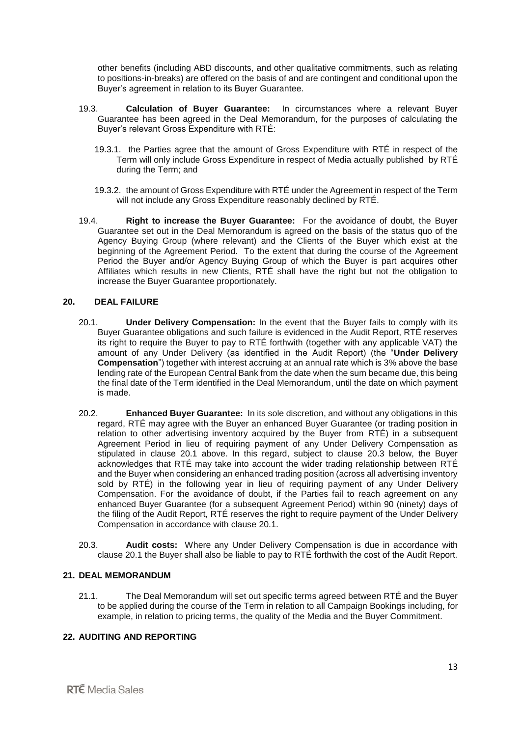other benefits (including ABD discounts, and other qualitative commitments, such as relating to positions-in-breaks) are offered on the basis of and are contingent and conditional upon the Buyer's agreement in relation to its Buyer Guarantee.

19.3. **Calculation of Buyer Guarantee:** In circumstances where a relevant Buyer Guarantee has been agreed in the Deal Memorandum, for the purposes of calculating the Buyer's relevant Gross Expenditure with RTÉ:

19.3.1. the Parties agree that the amount of Gross Expenditure with RTÉ in respect of the Term will only include Gross Expenditure in respect of Media actually published by RTÉ during the Term; and

19.3.2. the amount of Gross Expenditure with RTÉ under the Agreement in respect of the Term will not include any Gross Expenditure reasonably declined by RTÉ.

19.4. **Right to increase the Buyer Guarantee:** For the avoidance of doubt, the Buyer Guarantee set out in the Deal Memorandum is agreed on the basis of the status quo of the Agency Buying Group (where relevant) and the Clients of the Buyer which exist at the beginning of the Agreement Period. To the extent that during the course of the Agreement Period the Buyer and/or Agency Buying Group of which the Buyer is part acquires other Affiliates which results in new Clients, RTÉ shall have the right but not the obligation to increase the Buyer Guarantee proportionately.

## 20. DEAL FAILURE

20.1. **Under Delivery Compensation:** In the event that the Buyer fails to comply with its Buyer Guarantee obligations and such failure is evidenced in the Audit Report, RTÉ reserves its right to require the Buyer to pay to RTÉ forthwith (together with any applicable VAT) the amount of any Under Delivery (as identified in the Audit Report) (the "**Under Delivery Compensation**") together with interest accruing at an annual rate which is 3% above the base lending rate of the European Central Bank from the date when the sum became due, this being the final date of the Term identified in the Deal Memorandum, until the date on which payment is made.

20.2. **Enhanced Buyer Guarantee:** In its sole discretion, and without any obligations in this regard, RTÉ may agree with the Buyer an enhanced Buyer Guarantee (or trading position in relation to other advertising inventory acquired by the Buyer from RTÉ) in a subsequent Agreement Period in lieu of requiring payment of any Under Delivery Compensation as stipulated in clause 20.1 above. In this regard, subject to clause 20.3 below, the Buyer acknowledges that RTÉ may take into account the wider trading relationship between RTÉ and the Buyer when considering an enhanced trading position (across all advertising inventory sold by RTÉ) in the following year in lieu of requiring payment of any Under Delivery Compensation. For the avoidance of doubt, if the Parties fail to reach agreement on any enhanced Buyer Guarantee (for a subsequent Agreement Period) within 90 (ninety) days of the filing of the Audit Report, RTÉ reserves the right to require payment of the Under Delivery Compensation in accordance with clause 20.1.

20.3. **Audit costs:** Where any Under Delivery Compensation is due in accordance with clause 20.1 the Buyer shall also be liable to pay to RTÉ forthwith the cost of the Audit Report.

## 21. DEAL MEMORANDUM

21.1. The Deal Memorandum will set out specific terms agreed between RTÉ and the Buyer to be applied during the course of the Term in relation to all Campaign Bookings including, for example, in relation to pricing terms, the quality of the Media and the Buyer Commitment.

## 22. AUDITING AND REPORTING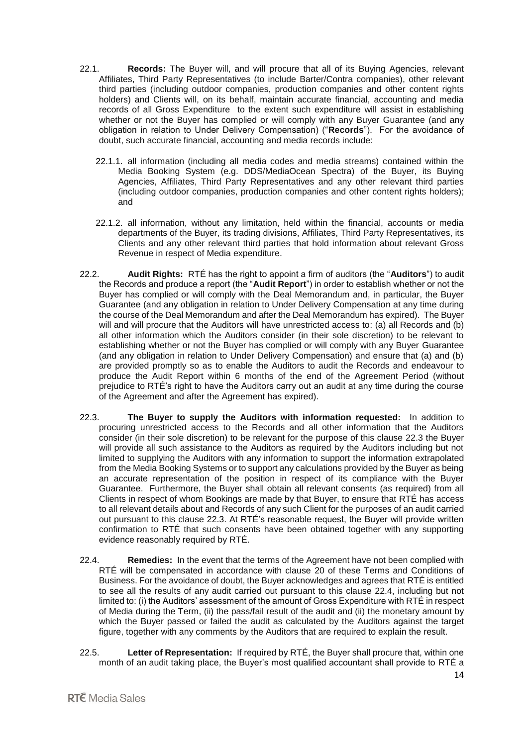22.1. **Records:** The Buyer will, and will procure that all of its Buying Agencies, relevant Affiliates, Third Party Representatives (to include Barter/Contra companies), other relevant third parties (including outdoor companies, production companies and other content rights holders) and Clients will, on its behalf, maintain accurate financial, accounting and media records of all Gross Expenditure to the extent such expenditure will assist in establishing whether or not the Buyer has complied or will comply with any Buyer Guarantee (and any obligation in relation to Under Delivery Compensation) ("**Records**"). For the avoidance of doubt, such accurate financial, accounting and media records include:

22.1.1. all information (including all media codes and media streams) contained within the Media Booking System (e.g. DDS/MediaOcean Spectra) of the Buyer, its Buying Agencies, Affiliates, Third Party Representatives and any other relevant third parties (including outdoor companies, production companies and other content rights holders); and

22.1.2. all information, without any limitation, held within the financial, accounts or media departments of the Buyer, its trading divisions, Affiliates, Third Party Representatives, its Clients and any other relevant third parties that hold information about relevant Gross Revenue in respect of Media expenditure.

22.2. **Audit Rights:** RTÉ has the right to appoint a firm of auditors (the "**Auditors**") to audit the Records and produce a report (the "**Audit Report**") in order to establish whether or not the Buyer has complied or will comply with the Deal Memorandum and, in particular, the Buyer Guarantee (and any obligation in relation to Under Delivery Compensation at any time during the course of the Deal Memorandum and after the Deal Memorandum has expired). The Buyer will and will procure that the Auditors will have unrestricted access to: (a) all Records and (b) all other information which the Auditors consider (in their sole discretion) to be relevant to establishing whether or not the Buyer has complied or will comply with any Buyer Guarantee (and any obligation in relation to Under Delivery Compensation) and ensure that (a) and (b) are provided promptly so as to enable the Auditors to audit the Records and endeavour to produce the Audit Report within 6 months of the end of the Agreement Period (without prejudice to RTÉ's right to have the Auditors carry out an audit at any time during the course of the Agreement and after the Agreement has expired).

22.3. **The Buyer to supply the Auditors with information requested:** In addition to procuring unrestricted access to the Records and all other information that the Auditors consider (in their sole discretion) to be relevant for the purpose of this clause 22.3 the Buyer will provide all such assistance to the Auditors as required by the Auditors including but not limited to supplying the Auditors with any information to support the information extrapolated from the Media Booking Systems or to support any calculations provided by the Buyer as being an accurate representation of the position in respect of its compliance with the Buyer Guarantee. Furthermore, the Buyer shall obtain all relevant consents (as required) from all Clients in respect of whom Bookings are made by that Buyer, to ensure that RTÉ has access to all relevant details about and Records of any such Client for the purposes of an audit carried out pursuant to this clause 22.3. At RTÉ's reasonable request, the Buyer will provide written confirmation to RTÉ that such consents have been obtained together with any supporting evidence reasonably required by RTÉ.

22.4. **Remedies:** In the event that the terms of the Agreement have not been complied with RTÉ will be compensated in accordance with clause 20 of these Terms and Conditions of Business. For the avoidance of doubt, the Buyer acknowledges and agrees that RTÉ is entitled to see all the results of any audit carried out pursuant to this clause 22.4, including but not limited to: (i) the Auditors' assessment of the amount of Gross Expenditure with RTÉ in respect of Media during the Term, (ii) the pass/fail result of the audit and (ii) the monetary amount by which the Buyer passed or failed the audit as calculated by the Auditors against the target figure, together with any comments by the Auditors that are required to explain the result.

22.5. **Letter of Representation:** If required by RTÉ, the Buyer shall procure that, within one month of an audit taking place, the Buyer's most qualified accountant shall provide to RTÉ a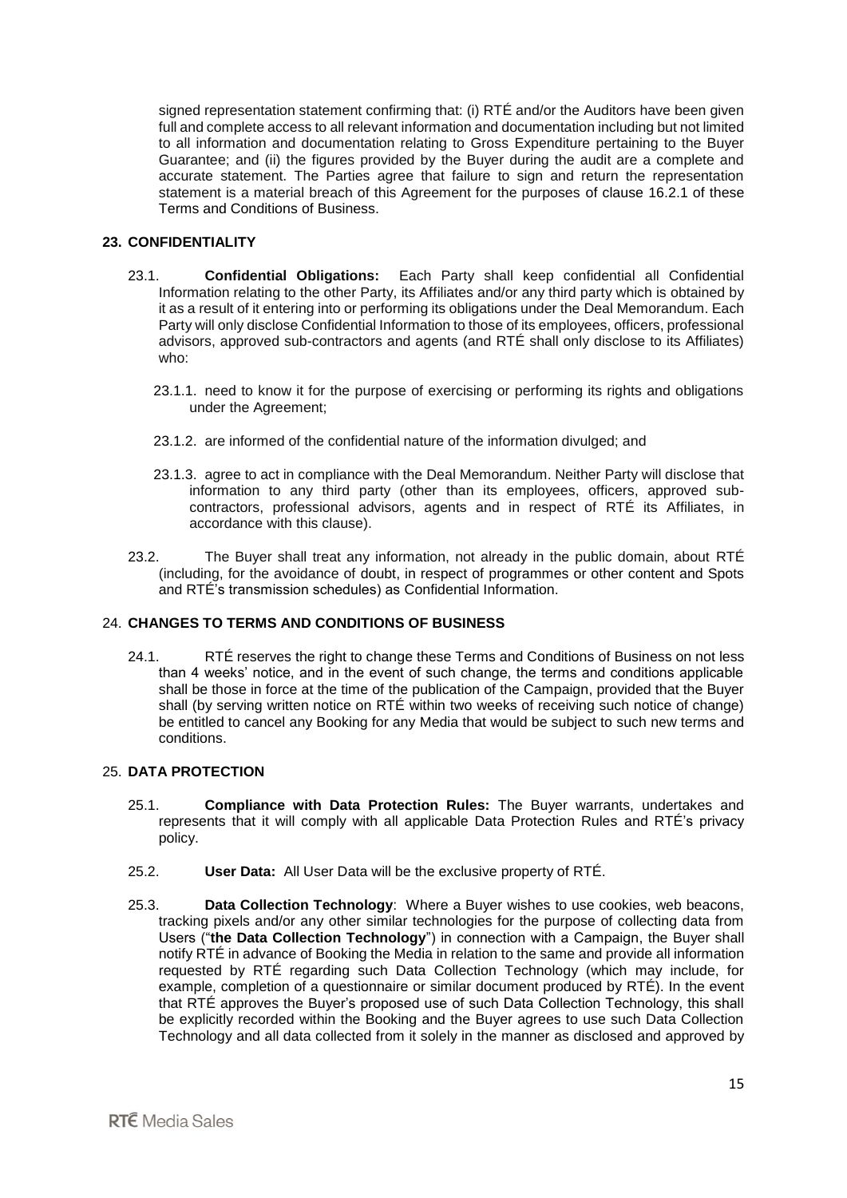signed representation statement confirming that: (i) RTÉ and/or the Auditors have been given full and complete access to all relevant information and documentation including but not limited to all information and documentation relating to Gross Expenditure pertaining to the Buyer Guarantee; and (ii) the figures provided by the Buyer during the audit are a complete and accurate statement. The Parties agree that failure to sign and return the representation statement is a material breach of this Agreement for the purposes of clause 16.2.1 of these Terms and Conditions of Business.

## 23. CONFIDENTIALITY

23.1. **Confidential Obligations:** Each Party shall keep confidential all Confidential Information relating to the other Party, its Affiliates and/or any third party which is obtained by it as a result of it entering into or performing its obligations under the Deal Memorandum. Each Party will only disclose Confidential Information to those of its employees, officers, professional advisors, approved sub-contractors and agents (and RTÉ shall only disclose to its Affiliates) who:

23.1.1. need to know it for the purpose of exercising or performing its rights and obligations under the Agreement;

23.1.2. are informed of the confidential nature of the information divulged; and

23.1.3. agree to act in compliance with the Deal Memorandum. Neither Party will disclose that information to any third party (other than its employees, officers, approved sub-contractors, professional advisors, agents and in respect of RTÉ its Affiliates, in accordance with this clause).

23.2. The Buyer shall treat any information, not already in the public domain, about RTÉ (including, for the avoidance of doubt, in respect of programmes or other content and Spots and RTÉ's transmission schedules) as Confidential Information.

## 24. CHANGES TO TERMS AND CONDITIONS OF BUSINESS

24.1. RTÉ reserves the right to change these Terms and Conditions of Business on not less than 4 weeks' notice, and in the event of such change, the terms and conditions applicable shall be those in force at the time of the publication of the Campaign, provided that the Buyer shall (by serving written notice on RTÉ within two weeks of receiving such notice of change) be entitled to cancel any Booking for any Media that would be subject to such new terms and conditions.

## 25. DATA PROTECTION

25.1. **Compliance with Data Protection Rules:** The Buyer warrants, undertakes and represents that it will comply with all applicable Data Protection Rules and RTÉ's privacy policy.

25.2. **User Data:** All User Data will be the exclusive property of RTÉ.

25.3. **Data Collection Technology**: Where a Buyer wishes to use cookies, web beacons, tracking pixels and/or any other similar technologies for the purpose of collecting data from Users ("**the Data Collection Technology**") in connection with a Campaign, the Buyer shall notify RTÉ in advance of Booking the Media in relation to the same and provide all information requested by RTÉ regarding such Data Collection Technology (which may include, for example, completion of a questionnaire or similar document produced by RTÉ). In the event that RTÉ approves the Buyer's proposed use of such Data Collection Technology, this shall be explicitly recorded within the Booking and the Buyer agrees to use such Data Collection Technology and all data collected from it solely in the manner as disclosed and approved by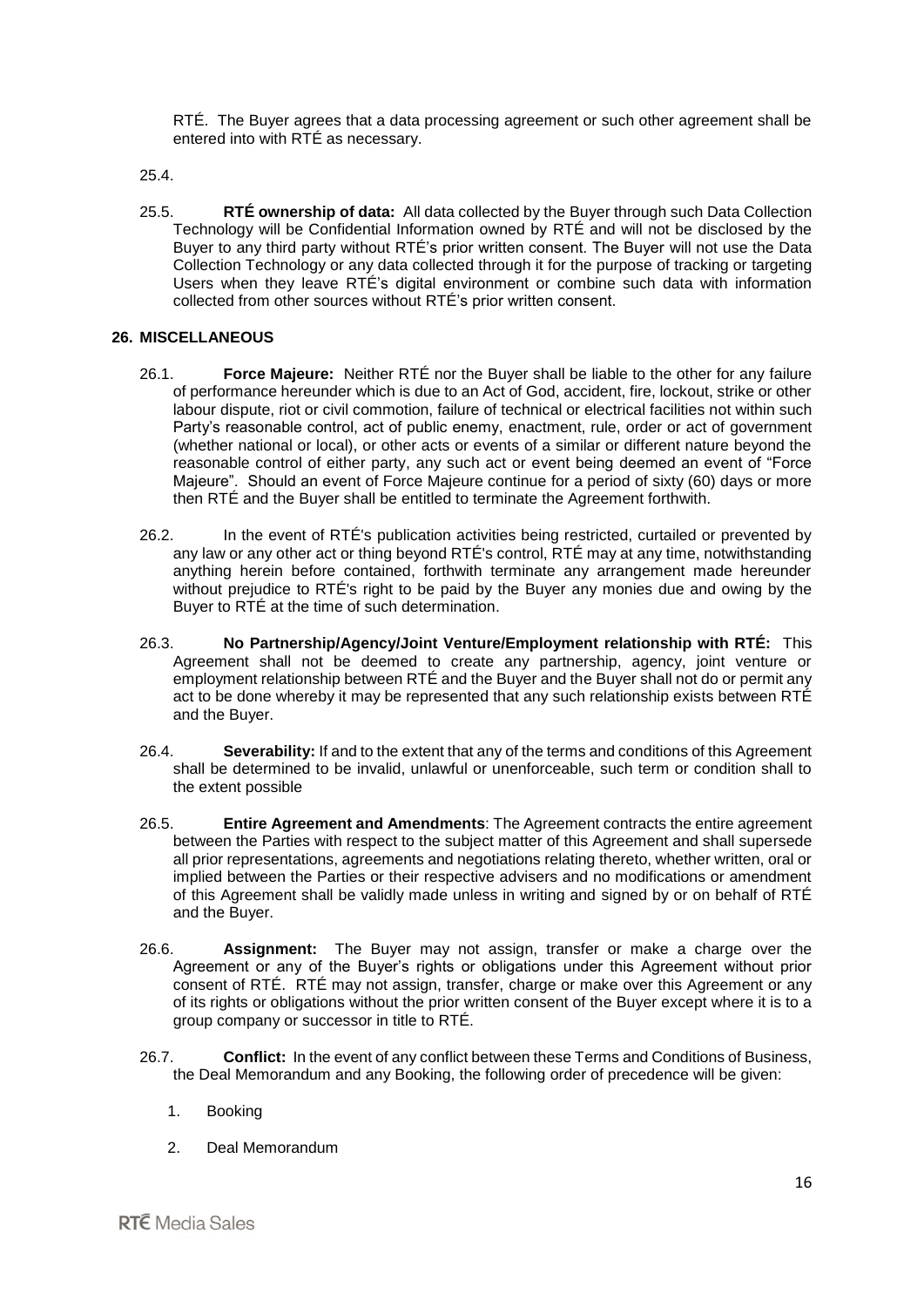RTÉ. The Buyer agrees that a data processing agreement or such other agreement shall be entered into with RTÉ as necessary.

25.4.

25.5. **RTÉ ownership of data:** All data collected by the Buyer through such Data Collection Technology will be Confidential Information owned by RTÉ and will not be disclosed by the Buyer to any third party without RTÉ's prior written consent. The Buyer will not use the Data Collection Technology or any data collected through it for the purpose of tracking or targeting Users when they leave RTÉ's digital environment or combine such data with information collected from other sources without RTÉ's prior written consent.

## 26. MISCELLANEOUS

26.1. **Force Majeure:** Neither RTÉ nor the Buyer shall be liable to the other for any failure of performance hereunder which is due to an Act of God, accident, fire, lockout, strike or other labour dispute, riot or civil commotion, failure of technical or electrical facilities not within such Party's reasonable control, act of public enemy, enactment, rule, order or act of government (whether national or local), or other acts or events of a similar or different nature beyond the reasonable control of either party, any such act or event being deemed an event of "Force Majeure". Should an event of Force Majeure continue for a period of sixty (60) days or more then RTÉ and the Buyer shall be entitled to terminate the Agreement forthwith.

26.2. In the event of RTÉ's publication activities being restricted, curtailed or prevented by any law or any other act or thing beyond RTÉ's control, RTÉ may at any time, notwithstanding anything herein before contained, forthwith terminate any arrangement made hereunder without prejudice to RTÉ's right to be paid by the Buyer any monies due and owing by the Buyer to RTÉ at the time of such determination.

26.3. **No Partnership/Agency/Joint Venture/Employment relationship with RTÉ:** This Agreement shall not be deemed to create any partnership, agency, joint venture or employment relationship between RTÉ and the Buyer and the Buyer shall not do or permit any act to be done whereby it may be represented that any such relationship exists between RTÉ and the Buyer.

26.4. **Severability:** If and to the extent that any of the terms and conditions of this Agreement shall be determined to be invalid, unlawful or unenforceable, such term or condition shall to the extent possible

26.5. **Entire Agreement and Amendments**: The Agreement contracts the entire agreement between the Parties with respect to the subject matter of this Agreement and shall supersede all prior representations, agreements and negotiations relating thereto, whether written, oral or implied between the Parties or their respective advisers and no modifications or amendment of this Agreement shall be validly made unless in writing and signed by or on behalf of RTÉ and the Buyer.

26.6. **Assignment:** The Buyer may not assign, transfer or make a charge over the Agreement or any of the Buyer's rights or obligations under this Agreement without prior consent of RTÉ. RTÉ may not assign, transfer, charge or make over this Agreement or any of its rights or obligations without the prior written consent of the Buyer except where it is to a group company or successor in title to RTÉ.

26.7. **Conflict:** In the event of any conflict between these Terms and Conditions of Business, the Deal Memorandum and any Booking, the following order of precedence will be given:

1. Booking
2. Deal Memorandum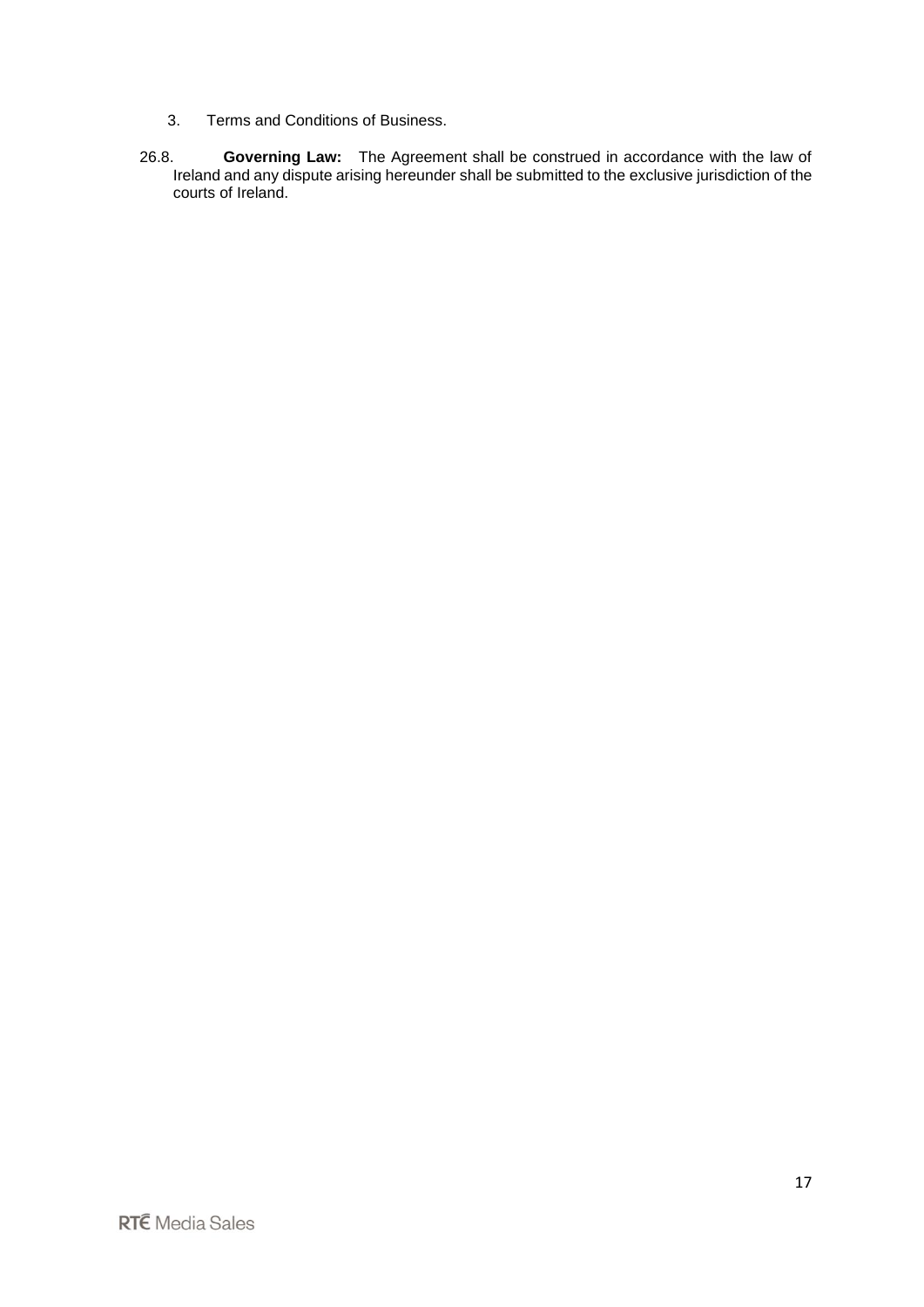3. Terms and Conditions of Business.

26.8. **Governing Law:** The Agreement shall be construed in accordance with the law of Ireland and any dispute arising hereunder shall be submitted to the exclusive jurisdiction of the courts of Ireland.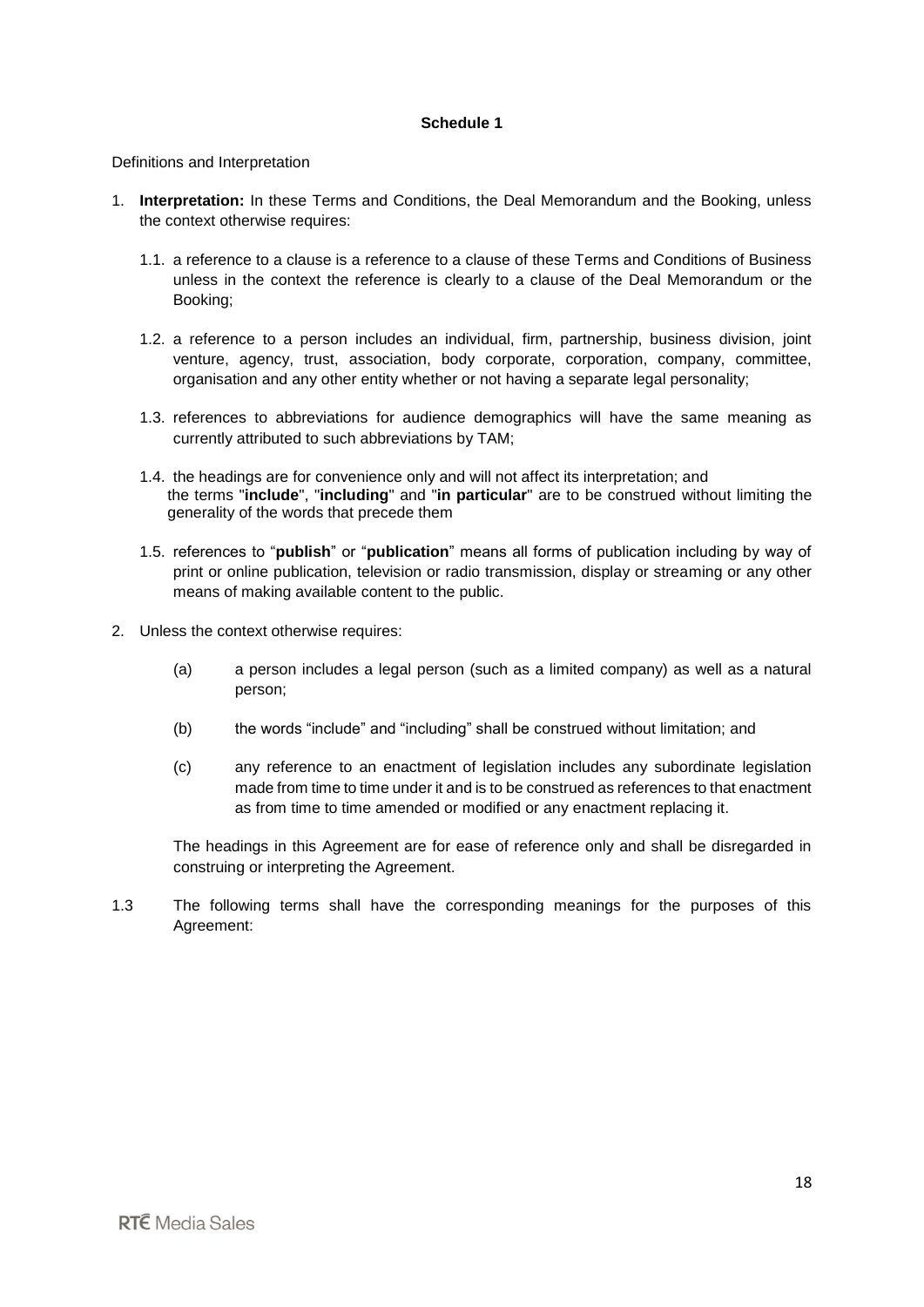**Schedule 1**

Definitions and Interpretation

1. **Interpretation:** In these Terms and Conditions, the Deal Memorandum and the Booking, unless the context otherwise requires:

   1.1. a reference to a clause is a reference to a clause of these Terms and Conditions of Business unless in the context the reference is clearly to a clause of the Deal Memorandum or the Booking;

   1.2. a reference to a person includes an individual, firm, partnership, business division, joint venture, agency, trust, association, body corporate, corporation, company, committee, organisation and any other entity whether or not having a separate legal personality;

   1.3. references to abbreviations for audience demographics will have the same meaning as currently attributed to such abbreviations by TAM;

   1.4. the headings are for convenience only and will not affect its interpretation; and the terms "**include**", "**including**" and "**in particular**" are to be construed without limiting the generality of the words that precede them

   1.5. references to "**publish**" or "**publication**" means all forms of publication including by way of print or online publication, television or radio transmission, display or streaming or any other means of making available content to the public.

2. Unless the context otherwise requires:

   (a) a person includes a legal person (such as a limited company) as well as a natural person;

   (b) the words "include" and "including" shall be construed without limitation; and

   (c) any reference to an enactment of legislation includes any subordinate legislation made from time to time under it and is to be construed as references to that enactment as from time to time amended or modified or any enactment replacing it.

   The headings in this Agreement are for ease of reference only and shall be disregarded in construing or interpreting the Agreement.

1.3 The following terms shall have the corresponding meanings for the purposes of this Agreement: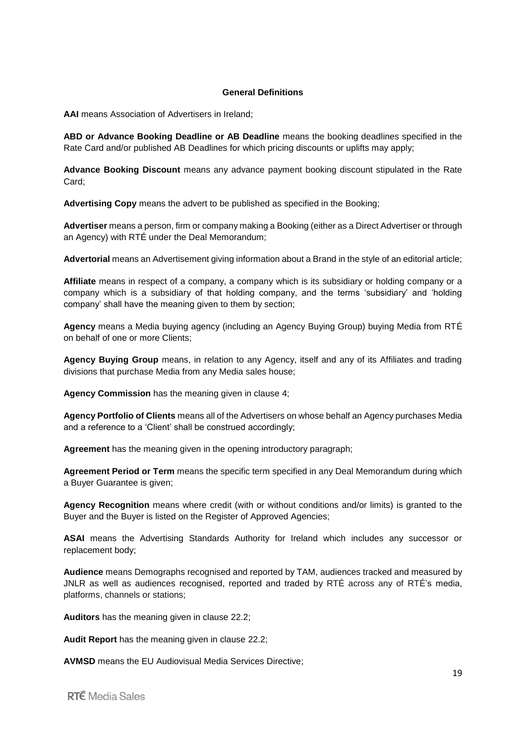#### General Definitions

**AAI** means Association of Advertisers in Ireland;

**ABD or Advance Booking Deadline or AB Deadline** means the booking deadlines specified in the Rate Card and/or published AB Deadlines for which pricing discounts or uplifts may apply;

**Advance Booking Discount** means any advance payment booking discount stipulated in the Rate Card;

**Advertising Copy** means the advert to be published as specified in the Booking;

**Advertiser** means a person, firm or company making a Booking (either as a Direct Advertiser or through an Agency) with RTÉ under the Deal Memorandum;

**Advertorial** means an Advertisement giving information about a Brand in the style of an editorial article;

**Affiliate** means in respect of a company, a company which is its subsidiary or holding company or a company which is a subsidiary of that holding company, and the terms 'subsidiary' and 'holding company' shall have the meaning given to them by section;

**Agency** means a Media buying agency (including an Agency Buying Group) buying Media from RTÉ on behalf of one or more Clients;

**Agency Buying Group** means, in relation to any Agency, itself and any of its Affiliates and trading divisions that purchase Media from any Media sales house;

**Agency Commission** has the meaning given in clause 4;

**Agency Portfolio of Clients** means all of the Advertisers on whose behalf an Agency purchases Media and a reference to a 'Client' shall be construed accordingly;

**Agreement** has the meaning given in the opening introductory paragraph;

**Agreement Period or Term** means the specific term specified in any Deal Memorandum during which a Buyer Guarantee is given;

**Agency Recognition** means where credit (with or without conditions and/or limits) is granted to the Buyer and the Buyer is listed on the Register of Approved Agencies;

**ASAI** means the Advertising Standards Authority for Ireland which includes any successor or replacement body;

**Audience** means Demographs recognised and reported by TAM, audiences tracked and measured by JNLR as well as audiences recognised, reported and traded by RTÉ across any of RTÉ's media, platforms, channels or stations;

**Auditors** has the meaning given in clause 22.2;

**Audit Report** has the meaning given in clause 22.2;

**AVMSD** means the EU Audiovisual Media Services Directive;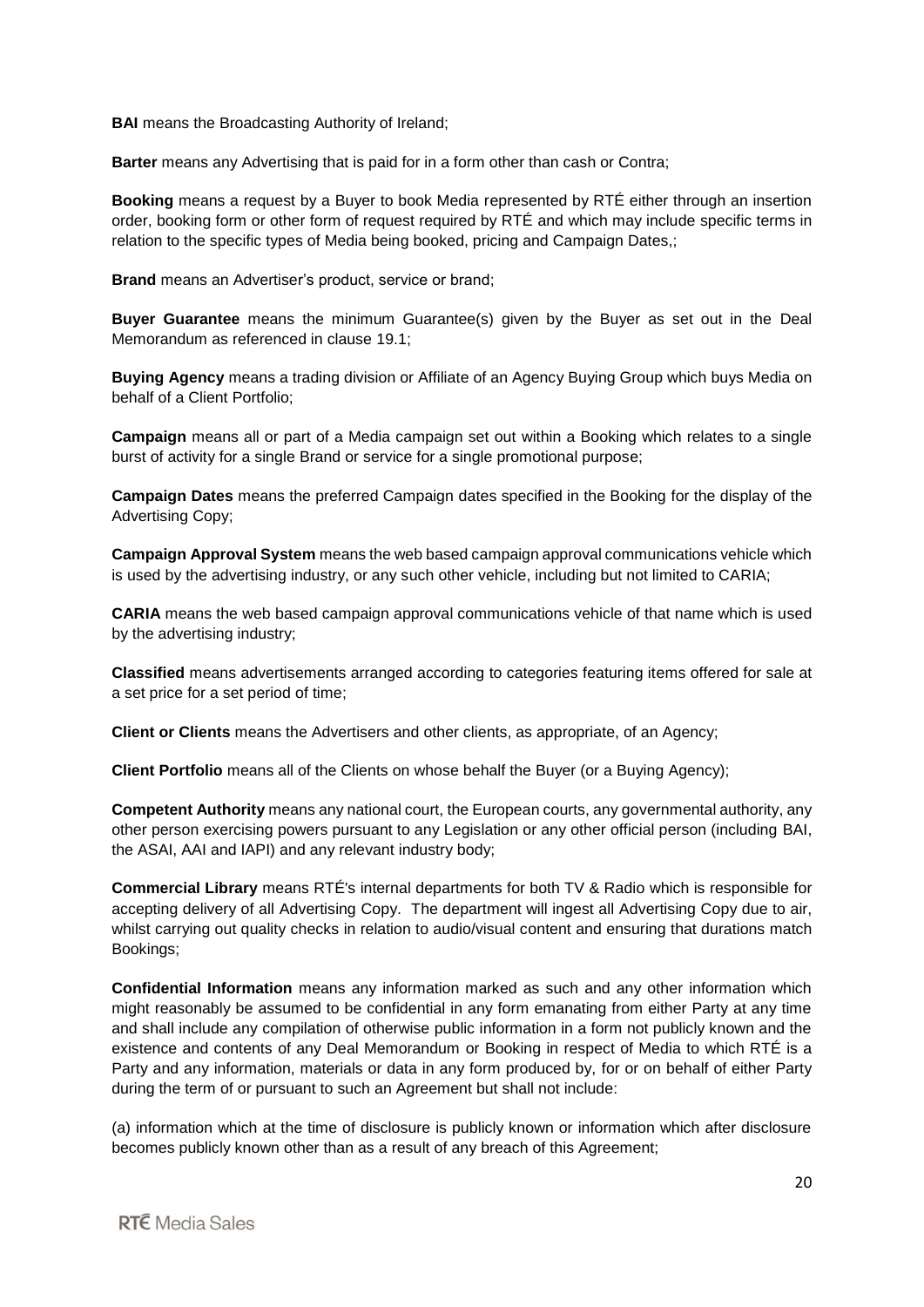**BAI** means the Broadcasting Authority of Ireland;

**Barter** means any Advertising that is paid for in a form other than cash or Contra;

**Booking** means a request by a Buyer to book Media represented by RTÉ either through an insertion order, booking form or other form of request required by RTÉ and which may include specific terms in relation to the specific types of Media being booked, pricing and Campaign Dates,;

**Brand** means an Advertiser's product, service or brand;

**Buyer Guarantee** means the minimum Guarantee(s) given by the Buyer as set out in the Deal Memorandum as referenced in clause 19.1;

**Buying Agency** means a trading division or Affiliate of an Agency Buying Group which buys Media on behalf of a Client Portfolio;

**Campaign** means all or part of a Media campaign set out within a Booking which relates to a single burst of activity for a single Brand or service for a single promotional purpose;

**Campaign Dates** means the preferred Campaign dates specified in the Booking for the display of the Advertising Copy;

**Campaign Approval System** means the web based campaign approval communications vehicle which is used by the advertising industry, or any such other vehicle, including but not limited to CARIA;

**CARIA** means the web based campaign approval communications vehicle of that name which is used by the advertising industry;

**Classified** means advertisements arranged according to categories featuring items offered for sale at a set price for a set period of time;

**Client or Clients** means the Advertisers and other clients, as appropriate, of an Agency;

**Client Portfolio** means all of the Clients on whose behalf the Buyer (or a Buying Agency);

**Competent Authority** means any national court, the European courts, any governmental authority, any other person exercising powers pursuant to any Legislation or any other official person (including BAI, the ASAI, AAI and IAPI) and any relevant industry body;

**Commercial Library** means RTÉ's internal departments for both TV & Radio which is responsible for accepting delivery of all Advertising Copy. The department will ingest all Advertising Copy due to air, whilst carrying out quality checks in relation to audio/visual content and ensuring that durations match Bookings;

**Confidential Information** means any information marked as such and any other information which might reasonably be assumed to be confidential in any form emanating from either Party at any time and shall include any compilation of otherwise public information in a form not publicly known and the existence and contents of any Deal Memorandum or Booking in respect of Media to which RTÉ is a Party and any information, materials or data in any form produced by, for or on behalf of either Party during the term of or pursuant to such an Agreement but shall not include:

(a) information which at the time of disclosure is publicly known or information which after disclosure becomes publicly known other than as a result of any breach of this Agreement;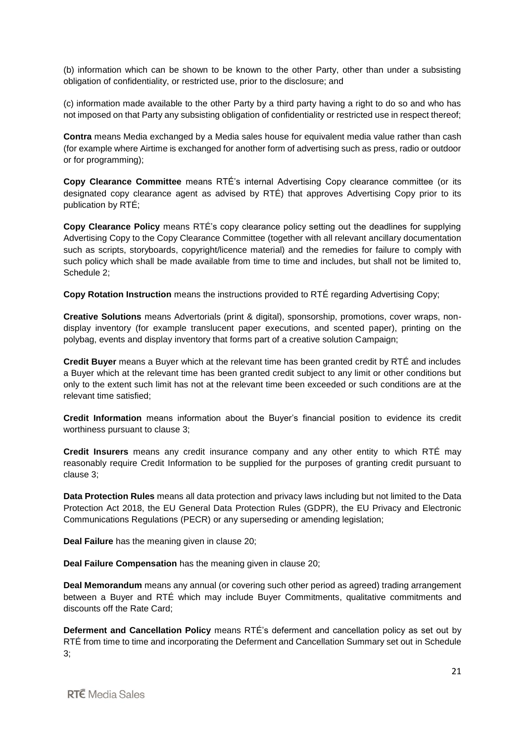(b) information which can be shown to be known to the other Party, other than under a subsisting obligation of confidentiality, or restricted use, prior to the disclosure; and

(c) information made available to the other Party by a third party having a right to do so and who has not imposed on that Party any subsisting obligation of confidentiality or restricted use in respect thereof;

**Contra** means Media exchanged by a Media sales house for equivalent media value rather than cash (for example where Airtime is exchanged for another form of advertising such as press, radio or outdoor or for programming);

**Copy Clearance Committee** means RTÉ's internal Advertising Copy clearance committee (or its designated copy clearance agent as advised by RTÉ) that approves Advertising Copy prior to its publication by RTÉ;

**Copy Clearance Policy** means RTÉ's copy clearance policy setting out the deadlines for supplying Advertising Copy to the Copy Clearance Committee (together with all relevant ancillary documentation such as scripts, storyboards, copyright/licence material) and the remedies for failure to comply with such policy which shall be made available from time to time and includes, but shall not be limited to, Schedule 2;

**Copy Rotation Instruction** means the instructions provided to RTÉ regarding Advertising Copy;

**Creative Solutions** means Advertorials (print & digital), sponsorship, promotions, cover wraps, non-display inventory (for example translucent paper executions, and scented paper), printing on the polybag, events and display inventory that forms part of a creative solution Campaign;

**Credit Buyer** means a Buyer which at the relevant time has been granted credit by RTÉ and includes a Buyer which at the relevant time has been granted credit subject to any limit or other conditions but only to the extent such limit has not at the relevant time been exceeded or such conditions are at the relevant time satisfied;

**Credit Information** means information about the Buyer's financial position to evidence its credit worthiness pursuant to clause 3;

**Credit Insurers** means any credit insurance company and any other entity to which RTÉ may reasonably require Credit Information to be supplied for the purposes of granting credit pursuant to clause 3;

**Data Protection Rules** means all data protection and privacy laws including but not limited to the Data Protection Act 2018, the EU General Data Protection Rules (GDPR), the EU Privacy and Electronic Communications Regulations (PECR) or any superseding or amending legislation;

**Deal Failure** has the meaning given in clause 20;

**Deal Failure Compensation** has the meaning given in clause 20;

**Deal Memorandum** means any annual (or covering such other period as agreed) trading arrangement between a Buyer and RTÉ which may include Buyer Commitments, qualitative commitments and discounts off the Rate Card;

**Deferment and Cancellation Policy** means RTÉ's deferment and cancellation policy as set out by RTÉ from time to time and incorporating the Deferment and Cancellation Summary set out in Schedule 3;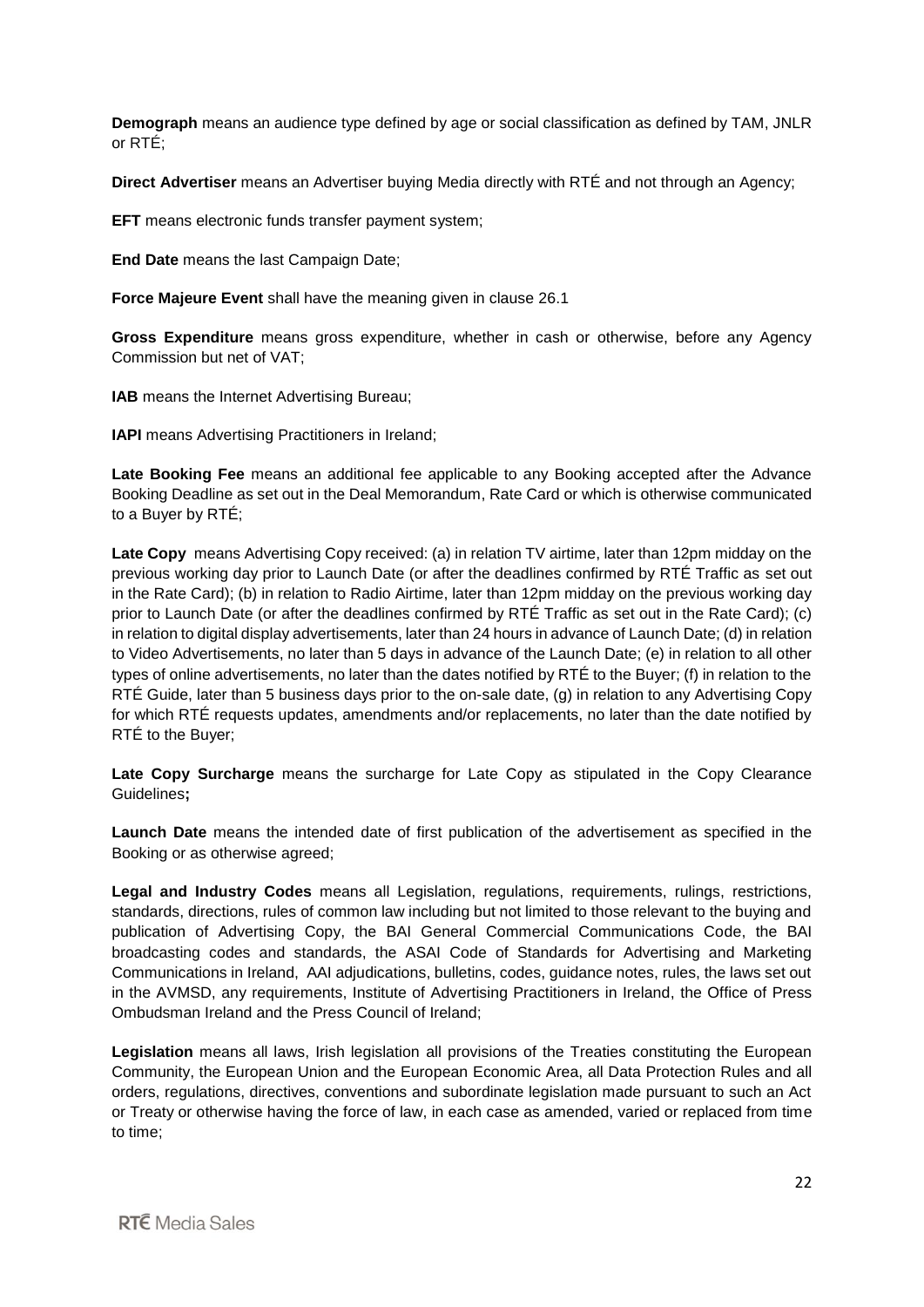**Demograph** means an audience type defined by age or social classification as defined by TAM, JNLR or RTÉ;

**Direct Advertiser** means an Advertiser buying Media directly with RTÉ and not through an Agency;

**EFT** means electronic funds transfer payment system;

**End Date** means the last Campaign Date;

**Force Majeure Event** shall have the meaning given in clause 26.1

**Gross Expenditure** means gross expenditure, whether in cash or otherwise, before any Agency Commission but net of VAT;

**IAB** means the Internet Advertising Bureau;

**IAPI** means Advertising Practitioners in Ireland;

**Late Booking Fee** means an additional fee applicable to any Booking accepted after the Advance Booking Deadline as set out in the Deal Memorandum, Rate Card or which is otherwise communicated to a Buyer by RTÉ;

**Late Copy** means Advertising Copy received: (a) in relation TV airtime, later than 12pm midday on the previous working day prior to Launch Date (or after the deadlines confirmed by RTÉ Traffic as set out in the Rate Card); (b) in relation to Radio Airtime, later than 12pm midday on the previous working day prior to Launch Date (or after the deadlines confirmed by RTÉ Traffic as set out in the Rate Card); (c) in relation to digital display advertisements, later than 24 hours in advance of Launch Date; (d) in relation to Video Advertisements, no later than 5 days in advance of the Launch Date; (e) in relation to all other types of online advertisements, no later than the dates notified by RTÉ to the Buyer; (f) in relation to the RTÉ Guide, later than 5 business days prior to the on-sale date, (g) in relation to any Advertising Copy for which RTÉ requests updates, amendments and/or replacements, no later than the date notified by RTÉ to the Buyer;

**Late Copy Surcharge** means the surcharge for Late Copy as stipulated in the Copy Clearance Guidelines**;**

**Launch Date** means the intended date of first publication of the advertisement as specified in the Booking or as otherwise agreed;

**Legal and Industry Codes** means all Legislation, regulations, requirements, rulings, restrictions, standards, directions, rules of common law including but not limited to those relevant to the buying and publication of Advertising Copy, the BAI General Commercial Communications Code, the BAI broadcasting codes and standards, the ASAI Code of Standards for Advertising and Marketing Communications in Ireland, AAI adjudications, bulletins, codes, guidance notes, rules, the laws set out in the AVMSD, any requirements, Institute of Advertising Practitioners in Ireland, the Office of Press Ombudsman Ireland and the Press Council of Ireland;

**Legislation** means all laws, Irish legislation all provisions of the Treaties constituting the European Community, the European Union and the European Economic Area, all Data Protection Rules and all orders, regulations, directives, conventions and subordinate legislation made pursuant to such an Act or Treaty or otherwise having the force of law, in each case as amended, varied or replaced from time to time;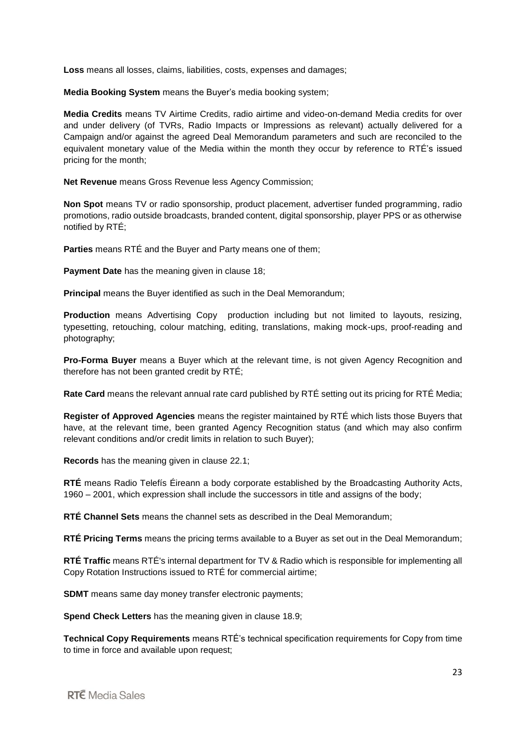**Loss** means all losses, claims, liabilities, costs, expenses and damages;

**Media Booking System** means the Buyer's media booking system;

**Media Credits** means TV Airtime Credits, radio airtime and video-on-demand Media credits for over and under delivery (of TVRs, Radio Impacts or Impressions as relevant) actually delivered for a Campaign and/or against the agreed Deal Memorandum parameters and such are reconciled to the equivalent monetary value of the Media within the month they occur by reference to RTÉ's issued pricing for the month;

**Net Revenue** means Gross Revenue less Agency Commission;

**Non Spot** means TV or radio sponsorship, product placement, advertiser funded programming, radio promotions, radio outside broadcasts, branded content, digital sponsorship, player PPS or as otherwise notified by RTÉ;

**Parties** means RTÉ and the Buyer and Party means one of them;

**Payment Date** has the meaning given in clause 18;

**Principal** means the Buyer identified as such in the Deal Memorandum;

**Production** means Advertising Copy production including but not limited to layouts, resizing, typesetting, retouching, colour matching, editing, translations, making mock-ups, proof-reading and photography;

**Pro-Forma Buyer** means a Buyer which at the relevant time, is not given Agency Recognition and therefore has not been granted credit by RTÉ;

**Rate Card** means the relevant annual rate card published by RTÉ setting out its pricing for RTÉ Media;

**Register of Approved Agencies** means the register maintained by RTÉ which lists those Buyers that have, at the relevant time, been granted Agency Recognition status (and which may also confirm relevant conditions and/or credit limits in relation to such Buyer);

**Records** has the meaning given in clause 22.1;

**RTÉ** means Radio Telefís Éireann a body corporate established by the Broadcasting Authority Acts, 1960 – 2001, which expression shall include the successors in title and assigns of the body;

**RTÉ Channel Sets** means the channel sets as described in the Deal Memorandum;

**RTÉ Pricing Terms** means the pricing terms available to a Buyer as set out in the Deal Memorandum;

**RTÉ Traffic** means RTÉ's internal department for TV & Radio which is responsible for implementing all Copy Rotation Instructions issued to RTÉ for commercial airtime;

**SDMT** means same day money transfer electronic payments;

**Spend Check Letters** has the meaning given in clause 18.9;

**Technical Copy Requirements** means RTÉ's technical specification requirements for Copy from time to time in force and available upon request;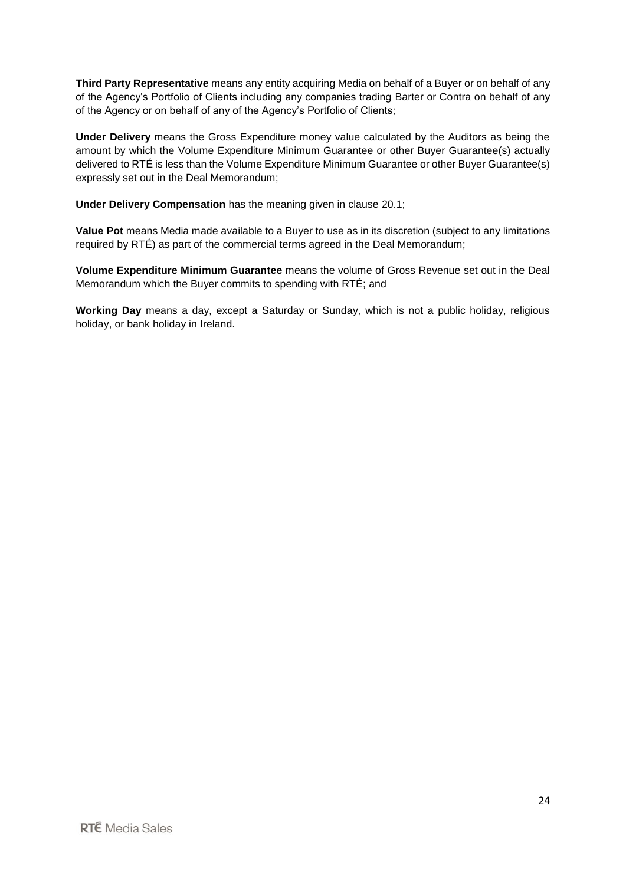**Third Party Representative** means any entity acquiring Media on behalf of a Buyer or on behalf of any of the Agency's Portfolio of Clients including any companies trading Barter or Contra on behalf of any of the Agency or on behalf of any of the Agency's Portfolio of Clients;

**Under Delivery** means the Gross Expenditure money value calculated by the Auditors as being the amount by which the Volume Expenditure Minimum Guarantee or other Buyer Guarantee(s) actually delivered to RTÉ is less than the Volume Expenditure Minimum Guarantee or other Buyer Guarantee(s) expressly set out in the Deal Memorandum;

**Under Delivery Compensation** has the meaning given in clause 20.1;

**Value Pot** means Media made available to a Buyer to use as in its discretion (subject to any limitations required by RTÉ) as part of the commercial terms agreed in the Deal Memorandum;

**Volume Expenditure Minimum Guarantee** means the volume of Gross Revenue set out in the Deal Memorandum which the Buyer commits to spending with RTÉ; and

**Working Day** means a day, except a Saturday or Sunday, which is not a public holiday, religious holiday, or bank holiday in Ireland.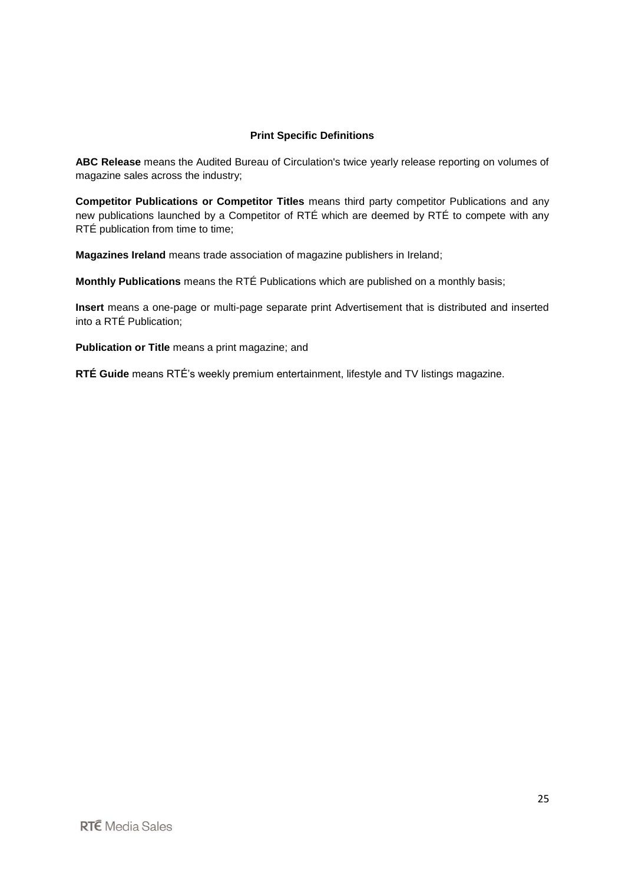### Print Specific Definitions

**ABC Release** means the Audited Bureau of Circulation's twice yearly release reporting on volumes of magazine sales across the industry;

**Competitor Publications or Competitor Titles** means third party competitor Publications and any new publications launched by a Competitor of RTÉ which are deemed by RTÉ to compete with any RTÉ publication from time to time;

**Magazines Ireland** means trade association of magazine publishers in Ireland;

**Monthly Publications** means the RTÉ Publications which are published on a monthly basis;

**Insert** means a one-page or multi-page separate print Advertisement that is distributed and inserted into a RTÉ Publication;

**Publication or Title** means a print magazine; and

**RTÉ Guide** means RTÉ's weekly premium entertainment, lifestyle and TV listings magazine.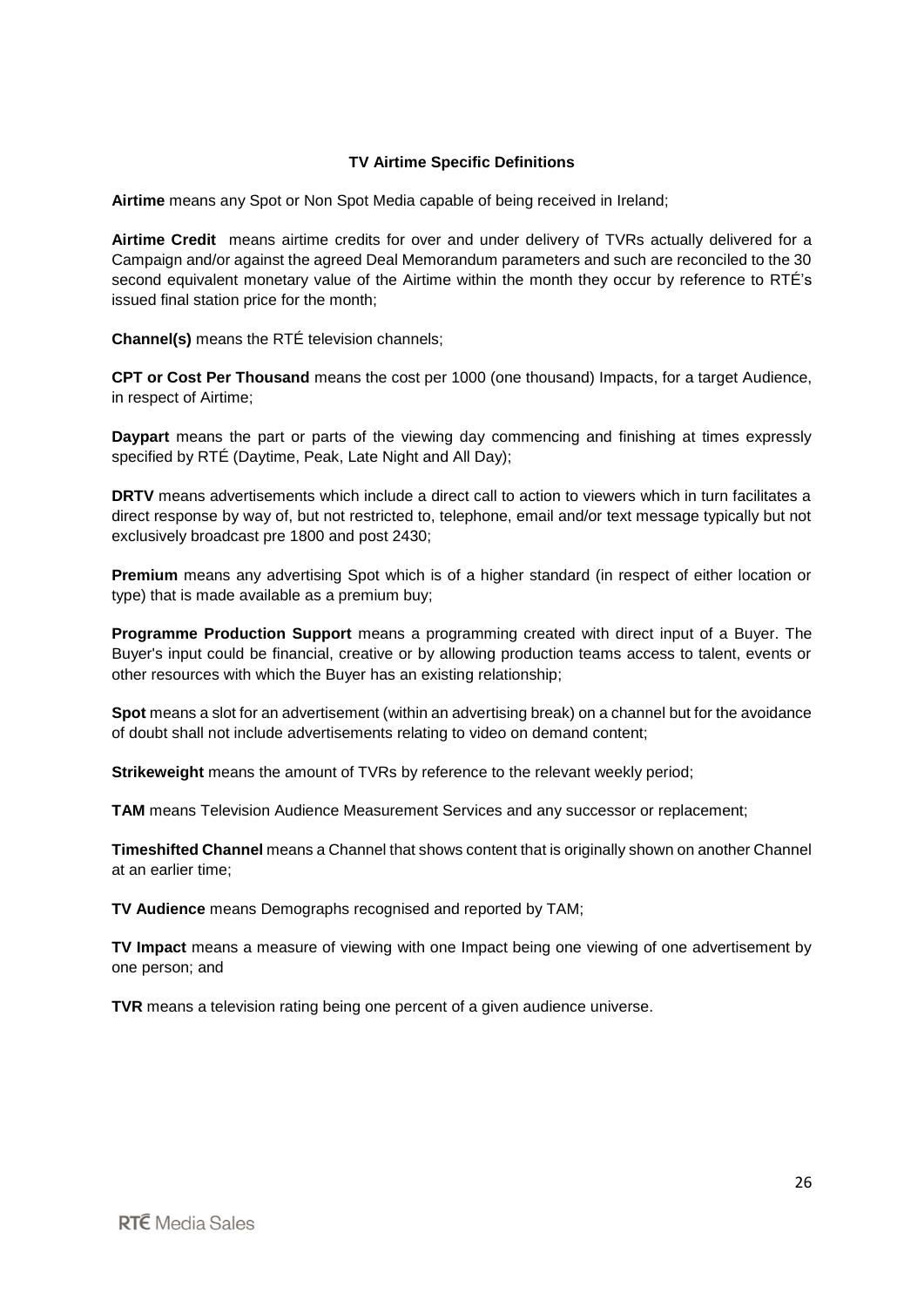**TV Airtime Specific Definitions**

**Airtime** means any Spot or Non Spot Media capable of being received in Ireland;

**Airtime Credit** means airtime credits for over and under delivery of TVRs actually delivered for a Campaign and/or against the agreed Deal Memorandum parameters and such are reconciled to the 30 second equivalent monetary value of the Airtime within the month they occur by reference to RTÉ's issued final station price for the month;

**Channel(s)** means the RTÉ television channels;

**CPT or Cost Per Thousand** means the cost per 1000 (one thousand) Impacts, for a target Audience, in respect of Airtime;

**Daypart** means the part or parts of the viewing day commencing and finishing at times expressly specified by RTÉ (Daytime, Peak, Late Night and All Day);

**DRTV** means advertisements which include a direct call to action to viewers which in turn facilitates a direct response by way of, but not restricted to, telephone, email and/or text message typically but not exclusively broadcast pre 1800 and post 2430;

**Premium** means any advertising Spot which is of a higher standard (in respect of either location or type) that is made available as a premium buy;

**Programme Production Support** means a programming created with direct input of a Buyer. The Buyer's input could be financial, creative or by allowing production teams access to talent, events or other resources with which the Buyer has an existing relationship;

**Spot** means a slot for an advertisement (within an advertising break) on a channel but for the avoidance of doubt shall not include advertisements relating to video on demand content;

**Strikeweight** means the amount of TVRs by reference to the relevant weekly period;

**TAM** means Television Audience Measurement Services and any successor or replacement;

**Timeshifted Channel** means a Channel that shows content that is originally shown on another Channel at an earlier time;

**TV Audience** means Demographs recognised and reported by TAM;

**TV Impact** means a measure of viewing with one Impact being one viewing of one advertisement by one person; and

**TVR** means a television rating being one percent of a given audience universe.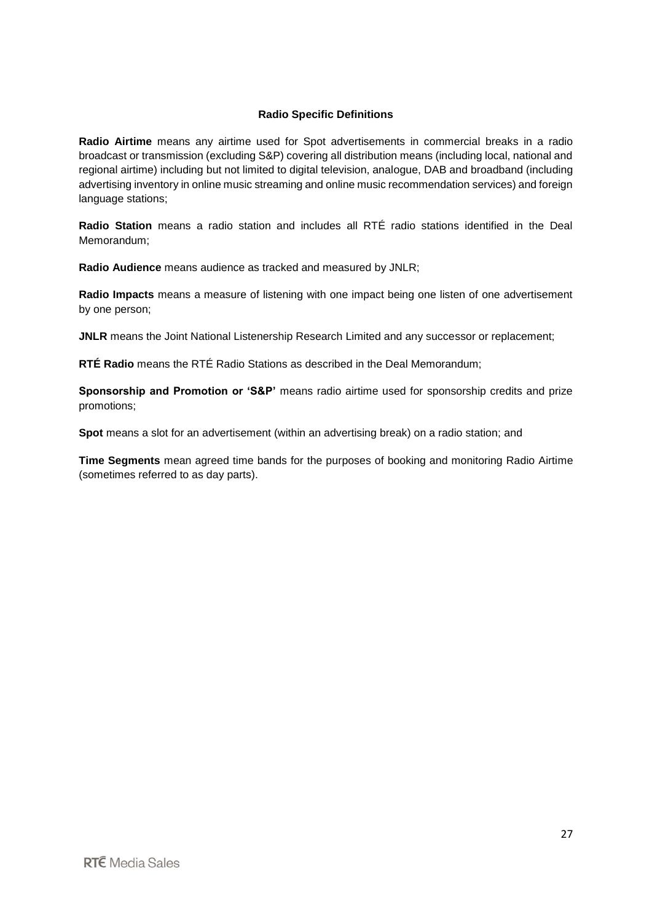### Radio Specific Definitions

**Radio Airtime** means any airtime used for Spot advertisements in commercial breaks in a radio broadcast or transmission (excluding S&P) covering all distribution means (including local, national and regional airtime) including but not limited to digital television, analogue, DAB and broadband (including advertising inventory in online music streaming and online music recommendation services) and foreign language stations;

**Radio Station** means a radio station and includes all RTÉ radio stations identified in the Deal Memorandum;

**Radio Audience** means audience as tracked and measured by JNLR;

**Radio Impacts** means a measure of listening with one impact being one listen of one advertisement by one person;

**JNLR** means the Joint National Listenership Research Limited and any successor or replacement;

**RTÉ Radio** means the RTÉ Radio Stations as described in the Deal Memorandum;

**Sponsorship and Promotion or 'S&P'** means radio airtime used for sponsorship credits and prize promotions;

**Spot** means a slot for an advertisement (within an advertising break) on a radio station; and

**Time Segments** mean agreed time bands for the purposes of booking and monitoring Radio Airtime (sometimes referred to as day parts).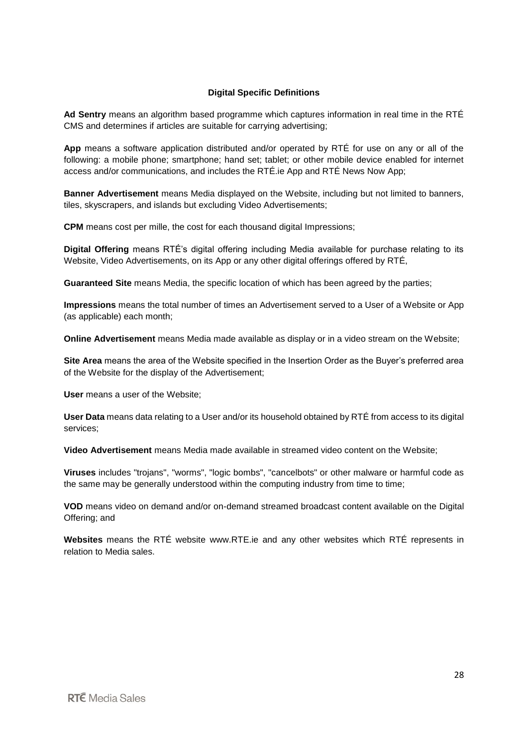### Digital Specific Definitions

**Ad Sentry** means an algorithm based programme which captures information in real time in the RTÉ CMS and determines if articles are suitable for carrying advertising;

**App** means a software application distributed and/or operated by RTÉ for use on any or all of the following: a mobile phone; smartphone; hand set; tablet; or other mobile device enabled for internet access and/or communications, and includes the RTÉ.ie App and RTÉ News Now App;

**Banner Advertisement** means Media displayed on the Website, including but not limited to banners, tiles, skyscrapers, and islands but excluding Video Advertisements;

**CPM** means cost per mille, the cost for each thousand digital Impressions;

**Digital Offering** means RTÉ's digital offering including Media available for purchase relating to its Website, Video Advertisements, on its App or any other digital offerings offered by RTÉ,

**Guaranteed Site** means Media, the specific location of which has been agreed by the parties;

**Impressions** means the total number of times an Advertisement served to a User of a Website or App (as applicable) each month;

**Online Advertisement** means Media made available as display or in a video stream on the Website;

**Site Area** means the area of the Website specified in the Insertion Order as the Buyer's preferred area of the Website for the display of the Advertisement;

**User** means a user of the Website;

**User Data** means data relating to a User and/or its household obtained by RTÉ from access to its digital services;

**Video Advertisement** means Media made available in streamed video content on the Website;

**Viruses** includes "trojans", "worms", "logic bombs", "cancelbots" or other malware or harmful code as the same may be generally understood within the computing industry from time to time;

**VOD** means video on demand and/or on-demand streamed broadcast content available on the Digital Offering; and

**Websites** means the RTÉ website www.RTE.ie and any other websites which RTÉ represents in relation to Media sales.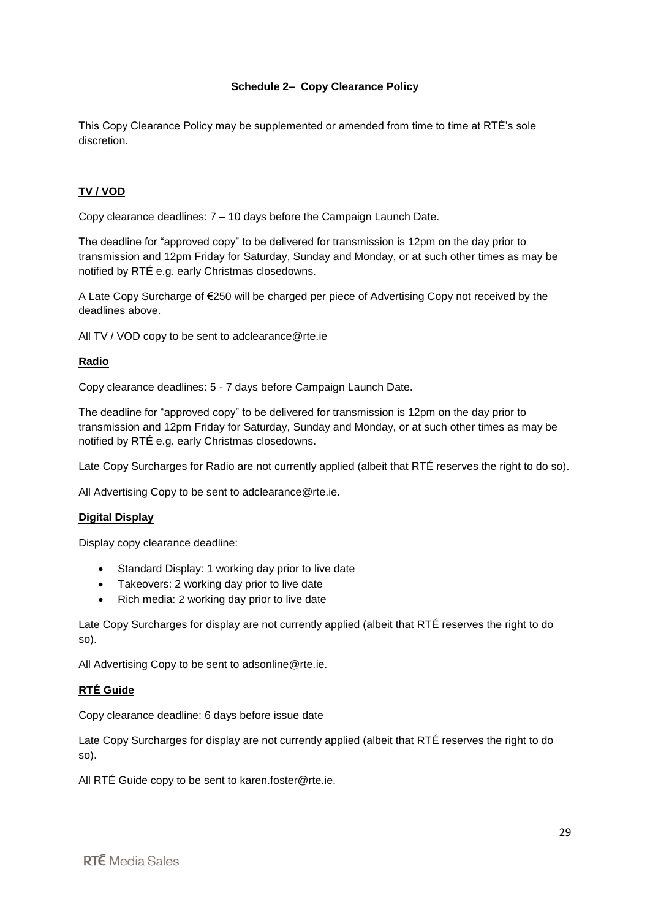**Schedule 2– Copy Clearance Policy**

This Copy Clearance Policy may be supplemented or amended from time to time at RTÉ's sole discretion.

**TV / VOD**

Copy clearance deadlines: 7 – 10 days before the Campaign Launch Date.

The deadline for "approved copy" to be delivered for transmission is 12pm on the day prior to transmission and 12pm Friday for Saturday, Sunday and Monday, or at such other times as may be notified by RTÉ e.g. early Christmas closedowns.

A Late Copy Surcharge of €250 will be charged per piece of Advertising Copy not received by the deadlines above.

All TV / VOD copy to be sent to adclearance@rte.ie

**Radio**

Copy clearance deadlines: 5 - 7 days before Campaign Launch Date.

The deadline for "approved copy" to be delivered for transmission is 12pm on the day prior to transmission and 12pm Friday for Saturday, Sunday and Monday, or at such other times as may be notified by RTÉ e.g. early Christmas closedowns.

Late Copy Surcharges for Radio are not currently applied (albeit that RTÉ reserves the right to do so).

All Advertising Copy to be sent to adclearance@rte.ie.

**Digital Display**

Display copy clearance deadline:

- Standard Display: 1 working day prior to live date
- Takeovers: 2 working day prior to live date
- Rich media: 2 working day prior to live date

Late Copy Surcharges for display are not currently applied (albeit that RTÉ reserves the right to do so).

All Advertising Copy to be sent to adsonline@rte.ie.

**RTÉ Guide**

Copy clearance deadline: 6 days before issue date

Late Copy Surcharges for display are not currently applied (albeit that RTÉ reserves the right to do so).

All RTÉ Guide copy to be sent to karen.foster@rte.ie.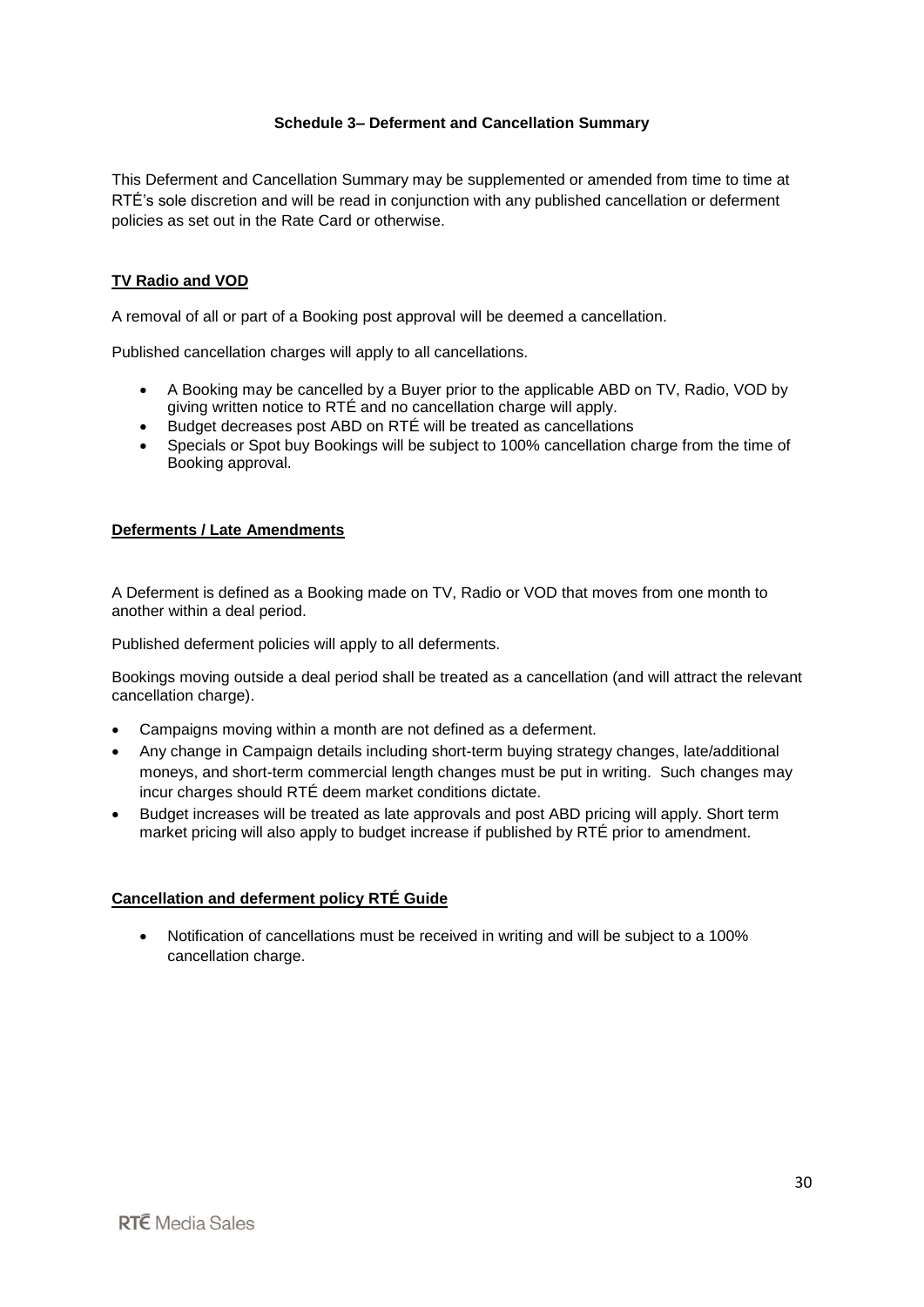## Schedule 3– Deferment and Cancellation Summary

This Deferment and Cancellation Summary may be supplemented or amended from time to time at RTÉ's sole discretion and will be read in conjunction with any published cancellation or deferment policies as set out in the Rate Card or otherwise.

### TV Radio and VOD

A removal of all or part of a Booking post approval will be deemed a cancellation.

Published cancellation charges will apply to all cancellations.

- A Booking may be cancelled by a Buyer prior to the applicable ABD on TV, Radio, VOD by giving written notice to RTÉ and no cancellation charge will apply.
- Budget decreases post ABD on RTÉ will be treated as cancellations
- Specials or Spot buy Bookings will be subject to 100% cancellation charge from the time of Booking approval.

### Deferments / Late Amendments

A Deferment is defined as a Booking made on TV, Radio or VOD that moves from one month to another within a deal period.

Published deferment policies will apply to all deferments.

Bookings moving outside a deal period shall be treated as a cancellation (and will attract the relevant cancellation charge).

- Campaigns moving within a month are not defined as a deferment.
- Any change in Campaign details including short-term buying strategy changes, late/additional moneys, and short-term commercial length changes must be put in writing. Such changes may incur charges should RTÉ deem market conditions dictate.
- Budget increases will be treated as late approvals and post ABD pricing will apply. Short term market pricing will also apply to budget increase if published by RTÉ prior to amendment.

### Cancellation and deferment policy RTÉ Guide

- Notification of cancellations must be received in writing and will be subject to a 100% cancellation charge.